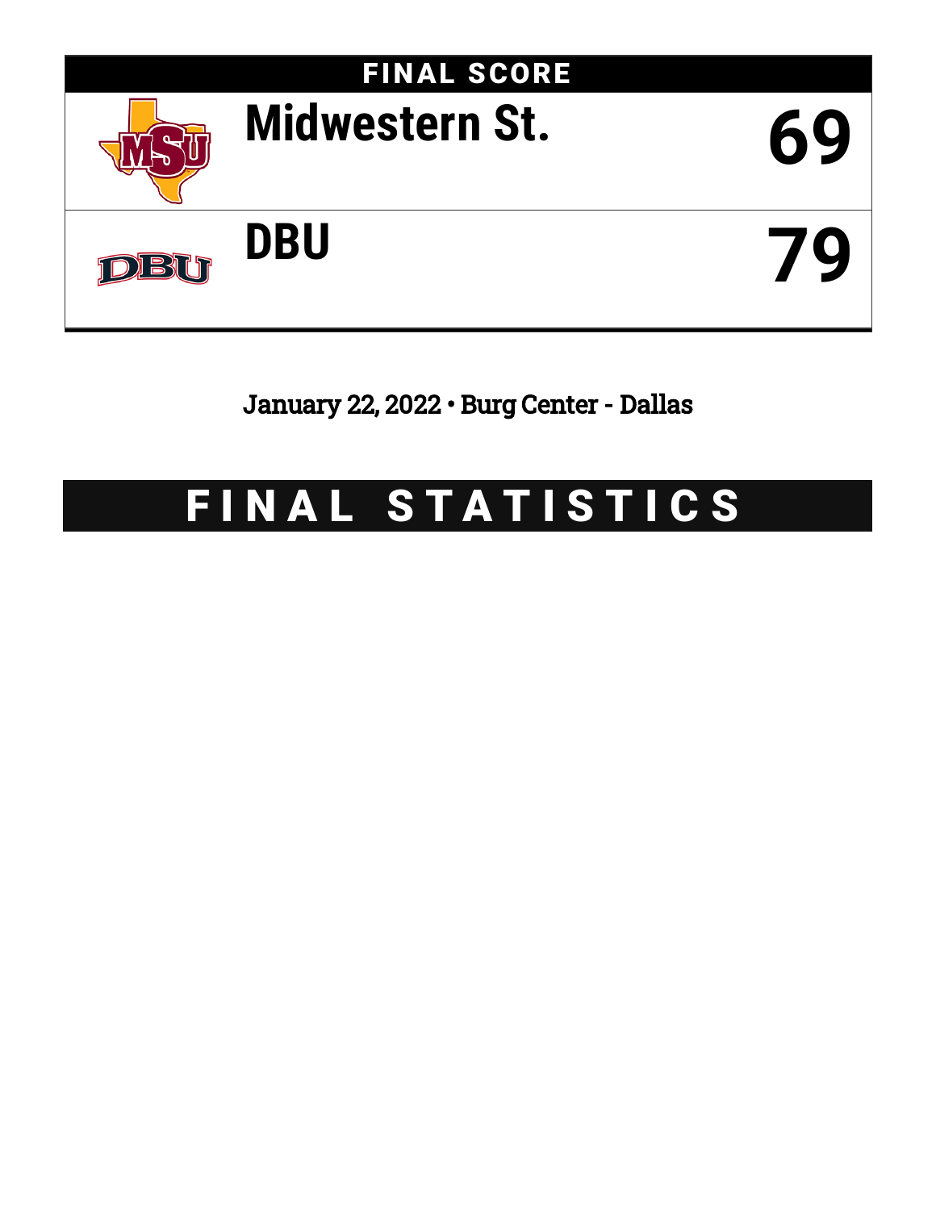# FINAL SCORE

| Team | Score |
|---|---|
| Midwestern St. | 69 |
| DBU | 79 |

January 22, 2022 • Burg Center - Dallas

# FINAL STATISTICS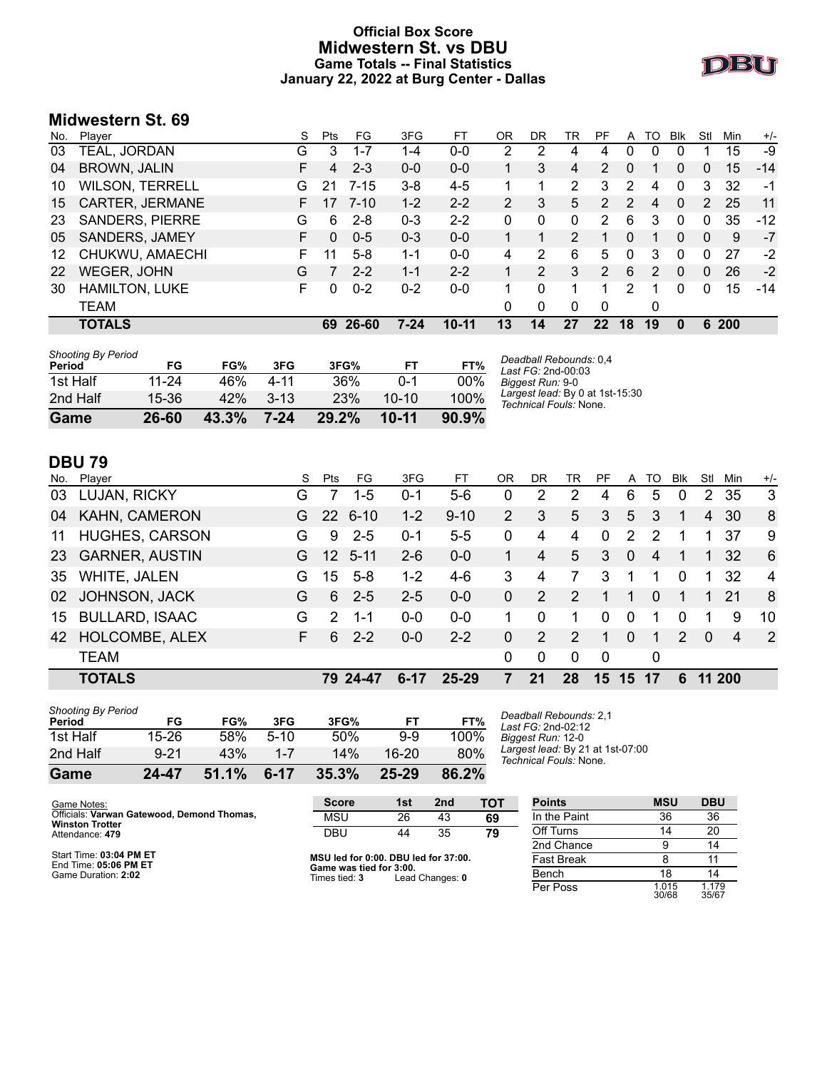# Official Box Score
# Midwestern St. vs DBU
## Game Totals -- Final Statistics
## January 22, 2022 at Burg Center - Dallas

## Midwestern St. 69

| No. | Player | S | Pts | FG | 3FG | FT | OR | DR | TR | PF | A | TO | Blk | Stl | Min | +/- |
|---|---|---|---|---|---|---|---|---|---|---|---|---|---|---|---|---|
| 03 | TEAL, JORDAN | G | 3 | 1-7 | 1-4 | 0-0 | 2 | 2 | 4 | 4 | 0 | 0 | 0 | 1 | 15 | -9 |
| 04 | BROWN, JALIN | F | 4 | 2-3 | 0-0 | 0-0 | 1 | 3 | 4 | 2 | 0 | 1 | 0 | 0 | 15 | -14 |
| 10 | WILSON, TERRELL | G | 21 | 7-15 | 3-8 | 4-5 | 1 | 1 | 2 | 3 | 2 | 4 | 0 | 3 | 32 | -1 |
| 15 | CARTER, JERMANE | F | 17 | 7-10 | 1-2 | 2-2 | 2 | 3 | 5 | 2 | 2 | 4 | 0 | 2 | 25 | 11 |
| 23 | SANDERS, PIERRE | G | 6 | 2-8 | 0-3 | 2-2 | 0 | 0 | 0 | 2 | 6 | 3 | 0 | 0 | 35 | -12 |
| 05 | SANDERS, JAMEY | F | 0 | 0-5 | 0-3 | 0-0 | 1 | 1 | 2 | 1 | 0 | 1 | 0 | 0 | 9 | -7 |
| 12 | CHUKWU, AMAECHI | F | 11 | 5-8 | 1-1 | 0-0 | 4 | 2 | 6 | 5 | 0 | 3 | 0 | 0 | 27 | -2 |
| 22 | WEGER, JOHN | G | 7 | 2-2 | 1-1 | 2-2 | 1 | 2 | 3 | 2 | 6 | 2 | 0 | 0 | 26 | -2 |
| 30 | HAMILTON, LUKE | F | 0 | 0-2 | 0-2 | 0-0 | 1 | 0 | 1 | 1 | 2 | 1 | 0 | 0 | 15 | -14 |
| | TEAM | | | | | | 0 | 0 | 0 | 0 | | 0 | | | | |
| | **TOTALS** | | **69** | **26-60** | **7-24** | **10-11** | **13** | **14** | **27** | **22** | **18** | **19** | **0** | **6** | **200** | |

| Shooting By Period Period | FG | FG% | 3FG | 3FG% | FT | FT% |
|---|---|---|---|---|---|---|
| 1st Half | 11-24 | 46% | 4-11 | 36% | 0-1 | 00% |
| 2nd Half | 15-36 | 42% | 3-13 | 23% | 10-10 | 100% |
| **Game** | **26-60** | **43.3%** | **7-24** | **29.2%** | **10-11** | **90.9%** |

*Deadball Rebounds:* 0,4
*Last FG:* 2nd-00:03
*Biggest Run:* 9-0
*Largest lead:* By 0 at 1st-15:30
*Technical Fouls:* None.

## DBU 79

| No. | Player | S | Pts | FG | 3FG | FT | OR | DR | TR | PF | A | TO | Blk | Stl | Min | +/- |
|---|---|---|---|---|---|---|---|---|---|---|---|---|---|---|---|---|
| 03 | LUJAN, RICKY | G | 7 | 1-5 | 0-1 | 5-6 | 0 | 2 | 2 | 4 | 6 | 5 | 0 | 2 | 35 | 3 |
| 04 | KAHN, CAMERON | G | 22 | 6-10 | 1-2 | 9-10 | 2 | 3 | 5 | 3 | 5 | 3 | 1 | 4 | 30 | 8 |
| 11 | HUGHES, CARSON | G | 9 | 2-5 | 0-1 | 5-5 | 0 | 4 | 4 | 0 | 2 | 2 | 1 | 1 | 37 | 9 |
| 23 | GARNER, AUSTIN | G | 12 | 5-11 | 2-6 | 0-0 | 1 | 4 | 5 | 3 | 0 | 4 | 1 | 1 | 32 | 6 |
| 35 | WHITE, JALEN | G | 15 | 5-8 | 1-2 | 4-6 | 3 | 4 | 7 | 3 | 1 | 1 | 0 | 1 | 32 | 4 |
| 02 | JOHNSON, JACK | G | 6 | 2-5 | 2-5 | 0-0 | 0 | 2 | 2 | 1 | 1 | 0 | 1 | 1 | 21 | 8 |
| 15 | BULLARD, ISAAC | G | 2 | 1-1 | 0-0 | 0-0 | 1 | 0 | 1 | 0 | 0 | 1 | 0 | 1 | 9 | 10 |
| 42 | HOLCOMBE, ALEX | F | 6 | 2-2 | 0-0 | 2-2 | 0 | 2 | 2 | 1 | 0 | 1 | 2 | 0 | 4 | 2 |
| | TEAM | | | | | | 0 | 0 | 0 | 0 | | 0 | | | | |
| | **TOTALS** | | **79** | **24-47** | **6-17** | **25-29** | **7** | **21** | **28** | **15** | **15** | **17** | **6** | **11** | **200** | |

| Shooting By Period Period | FG | FG% | 3FG | 3FG% | FT | FT% |
|---|---|---|---|---|---|---|
| 1st Half | 15-26 | 58% | 5-10 | 50% | 9-9 | 100% |
| 2nd Half | 9-21 | 43% | 1-7 | 14% | 16-20 | 80% |
| **Game** | **24-47** | **51.1%** | **6-17** | **35.3%** | **25-29** | **86.2%** |

*Deadball Rebounds:* 2,1
*Last FG:* 2nd-02:12
*Biggest Run:* 12-0
*Largest lead:* By 21 at 1st-07:00
*Technical Fouls:* None.

Game Notes:
Officials: **Varwan Gatewood, Demond Thomas, Winston Trotter**
Attendance: **479**

Start Time: **03:04 PM ET**
End Time: **05:06 PM ET**
Game Duration: **2:02**

| Score | 1st | 2nd | TOT |
|---|---|---|---|
| MSU | 26 | 43 | **69** |
| DBU | 44 | 35 | **79** |

**MSU led for 0:00. DBU led for 37:00.**
**Game was tied for 3:00.**
Times tied: **3** Lead Changes: **0**

| Points | MSU | DBU |
|---|---|---|
| In the Paint | 36 | 36 |
| Off Turns | 14 | 20 |
| 2nd Chance | 9 | 14 |
| Fast Break | 8 | 11 |
| Bench | 18 | 14 |
| Per Poss | 1.015 30/68 | 1.179 35/67 |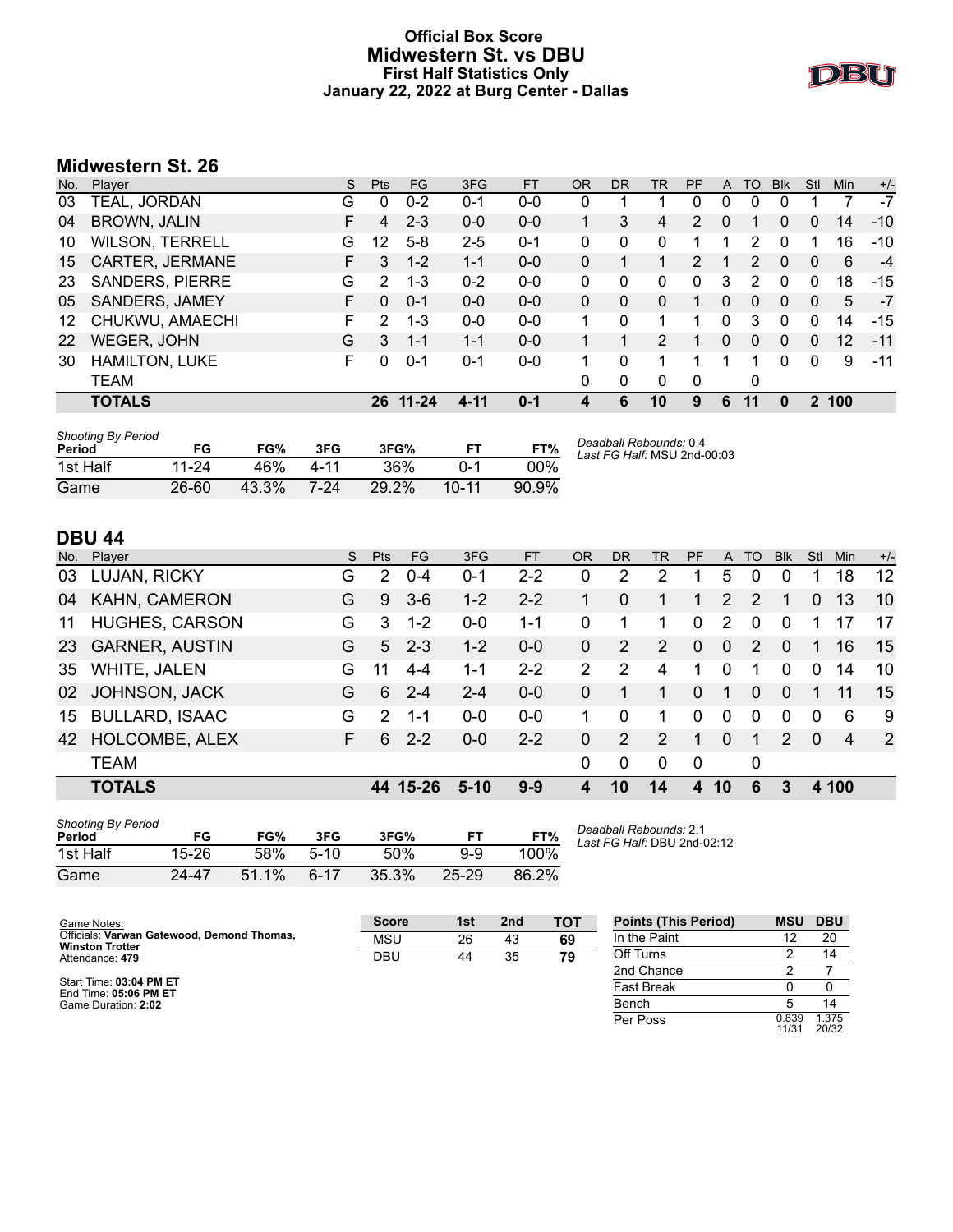# Official Box Score
## Midwestern St. vs DBU
### First Half Statistics Only
### January 22, 2022 at Burg Center - Dallas

## Midwestern St. 26

| No. | Player | S | Pts | FG | 3FG | FT | OR | DR | TR | PF | A | TO | Blk | Stl | Min | +/- |
|---|---|---|---|---|---|---|---|---|---|---|---|---|---|---|---|---|
| 03 | TEAL, JORDAN | G | 0 | 0-2 | 0-1 | 0-0 | 0 | 1 | 1 | 0 | 0 | 0 | 0 | 1 | 7 | -7 |
| 04 | BROWN, JALIN | F | 4 | 2-3 | 0-0 | 0-0 | 1 | 3 | 4 | 2 | 0 | 1 | 0 | 0 | 14 | -10 |
| 10 | WILSON, TERRELL | G | 12 | 5-8 | 2-5 | 0-1 | 0 | 0 | 0 | 1 | 1 | 2 | 0 | 1 | 16 | -10 |
| 15 | CARTER, JERMANE | F | 3 | 1-2 | 1-1 | 0-0 | 0 | 1 | 1 | 2 | 1 | 2 | 0 | 0 | 6 | -4 |
| 23 | SANDERS, PIERRE | G | 2 | 1-3 | 0-2 | 0-0 | 0 | 0 | 0 | 0 | 3 | 2 | 0 | 0 | 18 | -15 |
| 05 | SANDERS, JAMEY | F | 0 | 0-1 | 0-0 | 0-0 | 0 | 0 | 0 | 1 | 0 | 0 | 0 | 0 | 5 | -7 |
| 12 | CHUKWU, AMAECHI | F | 2 | 1-3 | 0-0 | 0-0 | 1 | 0 | 1 | 1 | 0 | 3 | 0 | 0 | 14 | -15 |
| 22 | WEGER, JOHN | G | 3 | 1-1 | 1-1 | 0-0 | 1 | 1 | 2 | 1 | 0 | 0 | 0 | 0 | 12 | -11 |
| 30 | HAMILTON, LUKE | F | 0 | 0-1 | 0-1 | 0-0 | 1 | 0 | 1 | 1 | 1 | 1 | 0 | 0 | 9 | -11 |
| | TEAM | | | | | | 0 | 0 | 0 | 0 | | 0 | | | | |
| | **TOTALS** | | **26** | **11-24** | **4-11** | **0-1** | **4** | **6** | **10** | **9** | **6** | **11** | **0** | **2** | **100** | |

*Shooting By Period*

| Period | FG | FG% | 3FG | 3FG% | FT | FT% |
|---|---|---|---|---|---|---|
| 1st Half | 11-24 | 46% | 4-11 | 36% | 0-1 | 00% |
| Game | 26-60 | 43.3% | 7-24 | 29.2% | 10-11 | 90.9% |

*Deadball Rebounds:* 0,4
*Last FG Half:* MSU 2nd-00:03

## DBU 44

| No. | Player | S | Pts | FG | 3FG | FT | OR | DR | TR | PF | A | TO | Blk | Stl | Min | +/- |
|---|---|---|---|---|---|---|---|---|---|---|---|---|---|---|---|---|
| 03 | LUJAN, RICKY | G | 2 | 0-4 | 0-1 | 2-2 | 0 | 2 | 2 | 1 | 5 | 0 | 0 | 1 | 18 | 12 |
| 04 | KAHN, CAMERON | G | 9 | 3-6 | 1-2 | 2-2 | 1 | 0 | 1 | 1 | 2 | 2 | 1 | 0 | 13 | 10 |
| 11 | HUGHES, CARSON | G | 3 | 1-2 | 0-0 | 1-1 | 0 | 1 | 1 | 0 | 2 | 0 | 0 | 1 | 17 | 17 |
| 23 | GARNER, AUSTIN | G | 5 | 2-3 | 1-2 | 0-0 | 0 | 2 | 2 | 0 | 0 | 2 | 0 | 1 | 16 | 15 |
| 35 | WHITE, JALEN | G | 11 | 4-4 | 1-1 | 2-2 | 2 | 2 | 4 | 1 | 0 | 1 | 0 | 0 | 14 | 10 |
| 02 | JOHNSON, JACK | G | 6 | 2-4 | 2-4 | 0-0 | 0 | 1 | 1 | 0 | 1 | 0 | 0 | 1 | 11 | 15 |
| 15 | BULLARD, ISAAC | G | 2 | 1-1 | 0-0 | 0-0 | 1 | 0 | 1 | 0 | 0 | 0 | 0 | 0 | 6 | 9 |
| 42 | HOLCOMBE, ALEX | F | 6 | 2-2 | 0-0 | 2-2 | 0 | 2 | 2 | 1 | 0 | 1 | 2 | 0 | 4 | 2 |
| | TEAM | | | | | | 0 | 0 | 0 | 0 | | 0 | | | | |
| | **TOTALS** | | **44** | **15-26** | **5-10** | **9-9** | **4** | **10** | **14** | **4** | **10** | **6** | **3** | **4** | **100** | |

*Shooting By Period*

| Period | FG | FG% | 3FG | 3FG% | FT | FT% |
|---|---|---|---|---|---|---|
| 1st Half | 15-26 | 58% | 5-10 | 50% | 9-9 | 100% |
| Game | 24-47 | 51.1% | 6-17 | 35.3% | 25-29 | 86.2% |

*Deadball Rebounds:* 2,1
*Last FG Half:* DBU 2nd-02:12

Game Notes:
Officials: **Varwan Gatewood, Demond Thomas, Winston Trotter**
Attendance: **479**

Start Time: **03:04 PM ET**
End Time: **05:06 PM ET**
Game Duration: **2:02**

| Score | 1st | 2nd | TOT |
|---|---|---|---|
| MSU | 26 | 43 | **69** |
| DBU | 44 | 35 | **79** |

| Points (This Period) | MSU | DBU |
|---|---|---|
| In the Paint | 12 | 20 |
| Off Turns | 2 | 14 |
| 2nd Chance | 2 | 7 |
| Fast Break | 0 | 0 |
| Bench | 5 | 14 |
| Per Poss | 0.839 11/31 | 1.375 20/32 |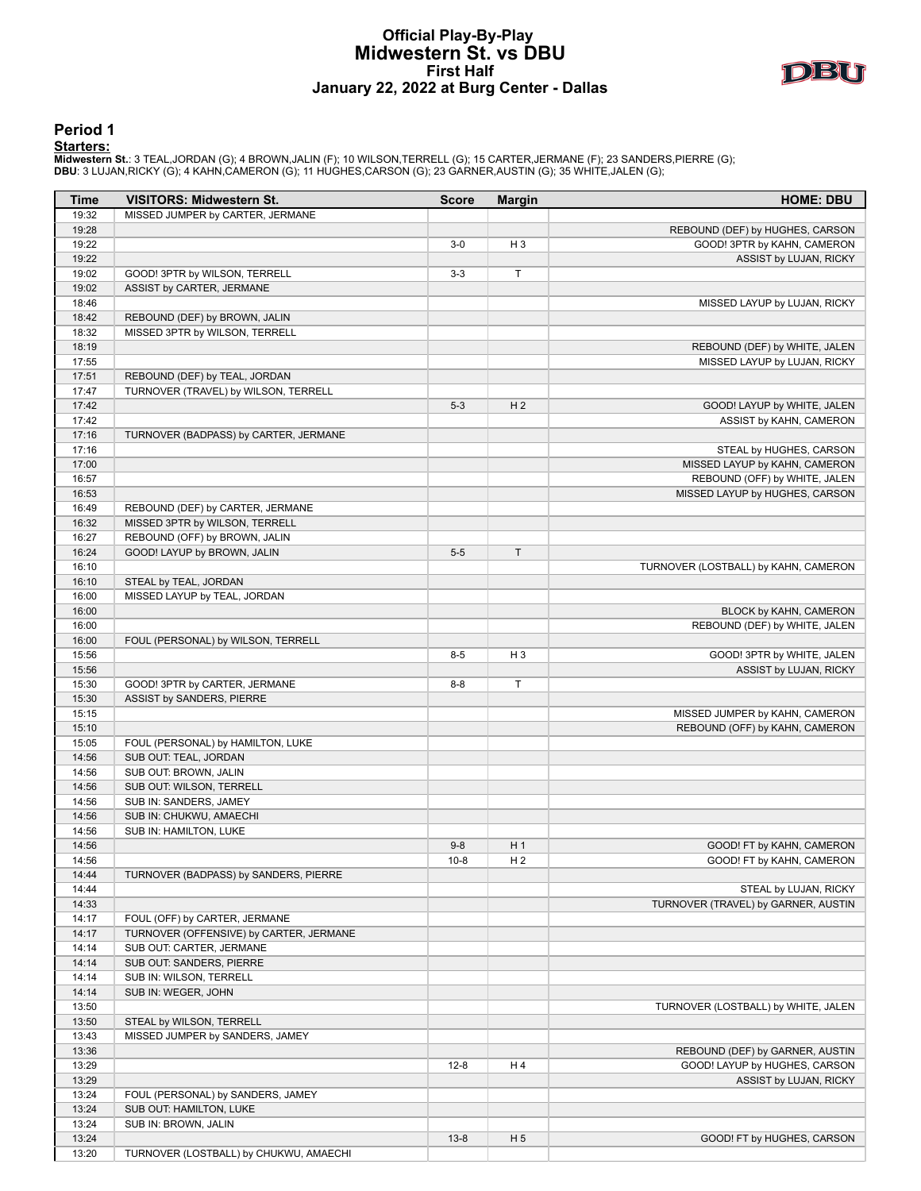# Official Play-By-Play
## Midwestern St. vs DBU
### First Half
### January 22, 2022 at Burg Center - Dallas

## Period 1

**Starters:**

**Midwestern St.**: 3 TEAL,JORDAN (G); 4 BROWN,JALIN (F); 10 WILSON,TERRELL (G); 15 CARTER,JERMANE (F); 23 SANDERS,PIERRE (G);
**DBU**: 3 LUJAN,RICKY (G); 4 KAHN,CAMERON (G); 11 HUGHES,CARSON (G); 23 GARNER,AUSTIN (G); 35 WHITE,JALEN (G);

| Time | VISITORS: Midwestern St. | Score | Margin | HOME: DBU |
|---|---|---|---|---|
| 19:32 | MISSED JUMPER by CARTER, JERMANE | | | |
| 19:28 | | | | REBOUND (DEF) by HUGHES, CARSON |
| 19:22 | | 3-0 | H 3 | GOOD! 3PTR by KAHN, CAMERON |
| 19:22 | | | | ASSIST by LUJAN, RICKY |
| 19:02 | GOOD! 3PTR by WILSON, TERRELL | 3-3 | T | |
| 19:02 | ASSIST by CARTER, JERMANE | | | |
| 18:46 | | | | MISSED LAYUP by LUJAN, RICKY |
| 18:42 | REBOUND (DEF) by BROWN, JALIN | | | |
| 18:32 | MISSED 3PTR by WILSON, TERRELL | | | |
| 18:19 | | | | REBOUND (DEF) by WHITE, JALEN |
| 17:55 | | | | MISSED LAYUP by LUJAN, RICKY |
| 17:51 | REBOUND (DEF) by TEAL, JORDAN | | | |
| 17:47 | TURNOVER (TRAVEL) by WILSON, TERRELL | | | |
| 17:42 | | 5-3 | H 2 | GOOD! LAYUP by WHITE, JALEN |
| 17:42 | | | | ASSIST by KAHN, CAMERON |
| 17:16 | TURNOVER (BADPASS) by CARTER, JERMANE | | | |
| 17:16 | | | | STEAL by HUGHES, CARSON |
| 17:00 | | | | MISSED LAYUP by KAHN, CAMERON |
| 16:57 | | | | REBOUND (OFF) by WHITE, JALEN |
| 16:53 | | | | MISSED LAYUP by HUGHES, CARSON |
| 16:49 | REBOUND (DEF) by CARTER, JERMANE | | | |
| 16:32 | MISSED 3PTR by WILSON, TERRELL | | | |
| 16:27 | REBOUND (OFF) by BROWN, JALIN | | | |
| 16:24 | GOOD! LAYUP by BROWN, JALIN | 5-5 | T | |
| 16:10 | | | | TURNOVER (LOSTBALL) by KAHN, CAMERON |
| 16:10 | STEAL by TEAL, JORDAN | | | |
| 16:00 | MISSED LAYUP by TEAL, JORDAN | | | |
| 16:00 | | | | BLOCK by KAHN, CAMERON |
| 16:00 | | | | REBOUND (DEF) by WHITE, JALEN |
| 16:00 | FOUL (PERSONAL) by WILSON, TERRELL | | | |
| 15:56 | | 8-5 | H 3 | GOOD! 3PTR by WHITE, JALEN |
| 15:56 | | | | ASSIST by LUJAN, RICKY |
| 15:30 | GOOD! 3PTR by CARTER, JERMANE | 8-8 | T | |
| 15:30 | ASSIST by SANDERS, PIERRE | | | |
| 15:15 | | | | MISSED JUMPER by KAHN, CAMERON |
| 15:10 | | | | REBOUND (OFF) by KAHN, CAMERON |
| 15:05 | FOUL (PERSONAL) by HAMILTON, LUKE | | | |
| 14:56 | SUB OUT: TEAL, JORDAN | | | |
| 14:56 | SUB OUT: BROWN, JALIN | | | |
| 14:56 | SUB OUT: WILSON, TERRELL | | | |
| 14:56 | SUB IN: SANDERS, JAMEY | | | |
| 14:56 | SUB IN: CHUKWU, AMAECHI | | | |
| 14:56 | SUB IN: HAMILTON, LUKE | | | |
| 14:56 | | 9-8 | H 1 | GOOD! FT by KAHN, CAMERON |
| 14:56 | | 10-8 | H 2 | GOOD! FT by KAHN, CAMERON |
| 14:44 | TURNOVER (BADPASS) by SANDERS, PIERRE | | | |
| 14:44 | | | | STEAL by LUJAN, RICKY |
| 14:33 | | | | TURNOVER (TRAVEL) by GARNER, AUSTIN |
| 14:17 | FOUL (OFF) by CARTER, JERMANE | | | |
| 14:17 | TURNOVER (OFFENSIVE) by CARTER, JERMANE | | | |
| 14:14 | SUB OUT: CARTER, JERMANE | | | |
| 14:14 | SUB OUT: SANDERS, PIERRE | | | |
| 14:14 | SUB IN: WILSON, TERRELL | | | |
| 14:14 | SUB IN: WEGER, JOHN | | | |
| 13:50 | | | | TURNOVER (LOSTBALL) by WHITE, JALEN |
| 13:50 | STEAL by WILSON, TERRELL | | | |
| 13:43 | MISSED JUMPER by SANDERS, JAMEY | | | |
| 13:36 | | | | REBOUND (DEF) by GARNER, AUSTIN |
| 13:29 | | 12-8 | H 4 | GOOD! LAYUP by HUGHES, CARSON |
| 13:29 | | | | ASSIST by LUJAN, RICKY |
| 13:24 | FOUL (PERSONAL) by SANDERS, JAMEY | | | |
| 13:24 | SUB OUT: HAMILTON, LUKE | | | |
| 13:24 | SUB IN: BROWN, JALIN | | | |
| 13:24 | | 13-8 | H 5 | GOOD! FT by HUGHES, CARSON |
| 13:20 | TURNOVER (LOSTBALL) by CHUKWU, AMAECHI | | | |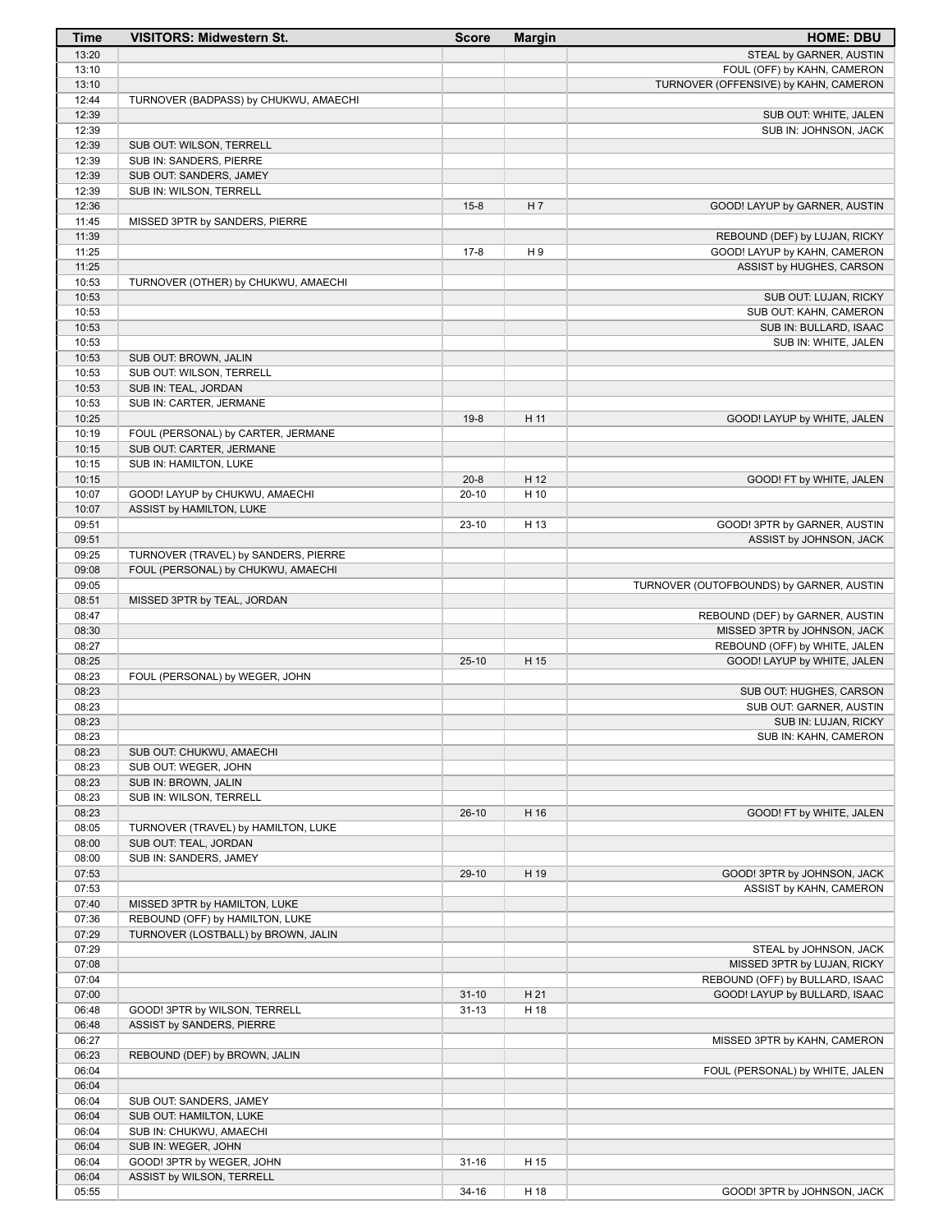| Time | VISITORS: Midwestern St. | Score | Margin | HOME: DBU |
|---|---|---|---|---|
| 13:20 | | | | STEAL by GARNER, AUSTIN |
| 13:10 | | | | FOUL (OFF) by KAHN, CAMERON |
| 13:10 | | | | TURNOVER (OFFENSIVE) by KAHN, CAMERON |
| 12:44 | TURNOVER (BADPASS) by CHUKWU, AMAECHI | | | |
| 12:39 | | | | SUB OUT: WHITE, JALEN |
| 12:39 | | | | SUB IN: JOHNSON, JACK |
| 12:39 | SUB OUT: WILSON, TERRELL | | | |
| 12:39 | SUB IN: SANDERS, PIERRE | | | |
| 12:39 | SUB OUT: SANDERS, JAMEY | | | |
| 12:39 | SUB IN: WILSON, TERRELL | | | |
| 12:36 | | 15-8 | H 7 | GOOD! LAYUP by GARNER, AUSTIN |
| 11:45 | MISSED 3PTR by SANDERS, PIERRE | | | |
| 11:39 | | | | REBOUND (DEF) by LUJAN, RICKY |
| 11:25 | | 17-8 | H 9 | GOOD! LAYUP by KAHN, CAMERON |
| 11:25 | | | | ASSIST by HUGHES, CARSON |
| 10:53 | TURNOVER (OTHER) by CHUKWU, AMAECHI | | | |
| 10:53 | | | | SUB OUT: LUJAN, RICKY |
| 10:53 | | | | SUB OUT: KAHN, CAMERON |
| 10:53 | | | | SUB IN: BULLARD, ISAAC |
| 10:53 | | | | SUB IN: WHITE, JALEN |
| 10:53 | SUB OUT: BROWN, JALIN | | | |
| 10:53 | SUB OUT: WILSON, TERRELL | | | |
| 10:53 | SUB IN: TEAL, JORDAN | | | |
| 10:53 | SUB IN: CARTER, JERMANE | | | |
| 10:25 | | 19-8 | H 11 | GOOD! LAYUP by WHITE, JALEN |
| 10:19 | FOUL (PERSONAL) by CARTER, JERMANE | | | |
| 10:15 | SUB OUT: CARTER, JERMANE | | | |
| 10:15 | SUB IN: HAMILTON, LUKE | | | |
| 10:15 | | 20-8 | H 12 | GOOD! FT by WHITE, JALEN |
| 10:07 | GOOD! LAYUP by CHUKWU, AMAECHI | 20-10 | H 10 | |
| 10:07 | ASSIST by HAMILTON, LUKE | | | |
| 09:51 | | 23-10 | H 13 | GOOD! 3PTR by GARNER, AUSTIN |
| 09:51 | | | | ASSIST by JOHNSON, JACK |
| 09:25 | TURNOVER (TRAVEL) by SANDERS, PIERRE | | | |
| 09:08 | FOUL (PERSONAL) by CHUKWU, AMAECHI | | | |
| 09:05 | | | | TURNOVER (OUTOFBOUNDS) by GARNER, AUSTIN |
| 08:51 | MISSED 3PTR by TEAL, JORDAN | | | |
| 08:47 | | | | REBOUND (DEF) by GARNER, AUSTIN |
| 08:30 | | | | MISSED 3PTR by JOHNSON, JACK |
| 08:27 | | | | REBOUND (OFF) by WHITE, JALEN |
| 08:25 | | 25-10 | H 15 | GOOD! LAYUP by WHITE, JALEN |
| 08:23 | FOUL (PERSONAL) by WEGER, JOHN | | | |
| 08:23 | | | | SUB OUT: HUGHES, CARSON |
| 08:23 | | | | SUB OUT: GARNER, AUSTIN |
| 08:23 | | | | SUB IN: LUJAN, RICKY |
| 08:23 | | | | SUB IN: KAHN, CAMERON |
| 08:23 | SUB OUT: CHUKWU, AMAECHI | | | |
| 08:23 | SUB OUT: WEGER, JOHN | | | |
| 08:23 | SUB IN: BROWN, JALIN | | | |
| 08:23 | SUB IN: WILSON, TERRELL | | | |
| 08:23 | | 26-10 | H 16 | GOOD! FT by WHITE, JALEN |
| 08:05 | TURNOVER (TRAVEL) by HAMILTON, LUKE | | | |
| 08:00 | SUB OUT: TEAL, JORDAN | | | |
| 08:00 | SUB IN: SANDERS, JAMEY | | | |
| 07:53 | | 29-10 | H 19 | GOOD! 3PTR by JOHNSON, JACK |
| 07:53 | | | | ASSIST by KAHN, CAMERON |
| 07:40 | MISSED 3PTR by HAMILTON, LUKE | | | |
| 07:36 | REBOUND (OFF) by HAMILTON, LUKE | | | |
| 07:29 | TURNOVER (LOSTBALL) by BROWN, JALIN | | | |
| 07:29 | | | | STEAL by JOHNSON, JACK |
| 07:08 | | | | MISSED 3PTR by LUJAN, RICKY |
| 07:04 | | | | REBOUND (OFF) by BULLARD, ISAAC |
| 07:00 | | 31-10 | H 21 | GOOD! LAYUP by BULLARD, ISAAC |
| 06:48 | GOOD! 3PTR by WILSON, TERRELL | 31-13 | H 18 | |
| 06:48 | ASSIST by SANDERS, PIERRE | | | |
| 06:27 | | | | MISSED 3PTR by KAHN, CAMERON |
| 06:23 | REBOUND (DEF) by BROWN, JALIN | | | |
| 06:04 | | | | FOUL (PERSONAL) by WHITE, JALEN |
| 06:04 | | | | |
| 06:04 | SUB OUT: SANDERS, JAMEY | | | |
| 06:04 | SUB OUT: HAMILTON, LUKE | | | |
| 06:04 | SUB IN: CHUKWU, AMAECHI | | | |
| 06:04 | SUB IN: WEGER, JOHN | | | |
| 06:04 | GOOD! 3PTR by WEGER, JOHN | 31-16 | H 15 | |
| 06:04 | ASSIST by WILSON, TERRELL | | | |
| 05:55 | | 34-16 | H 18 | GOOD! 3PTR by JOHNSON, JACK |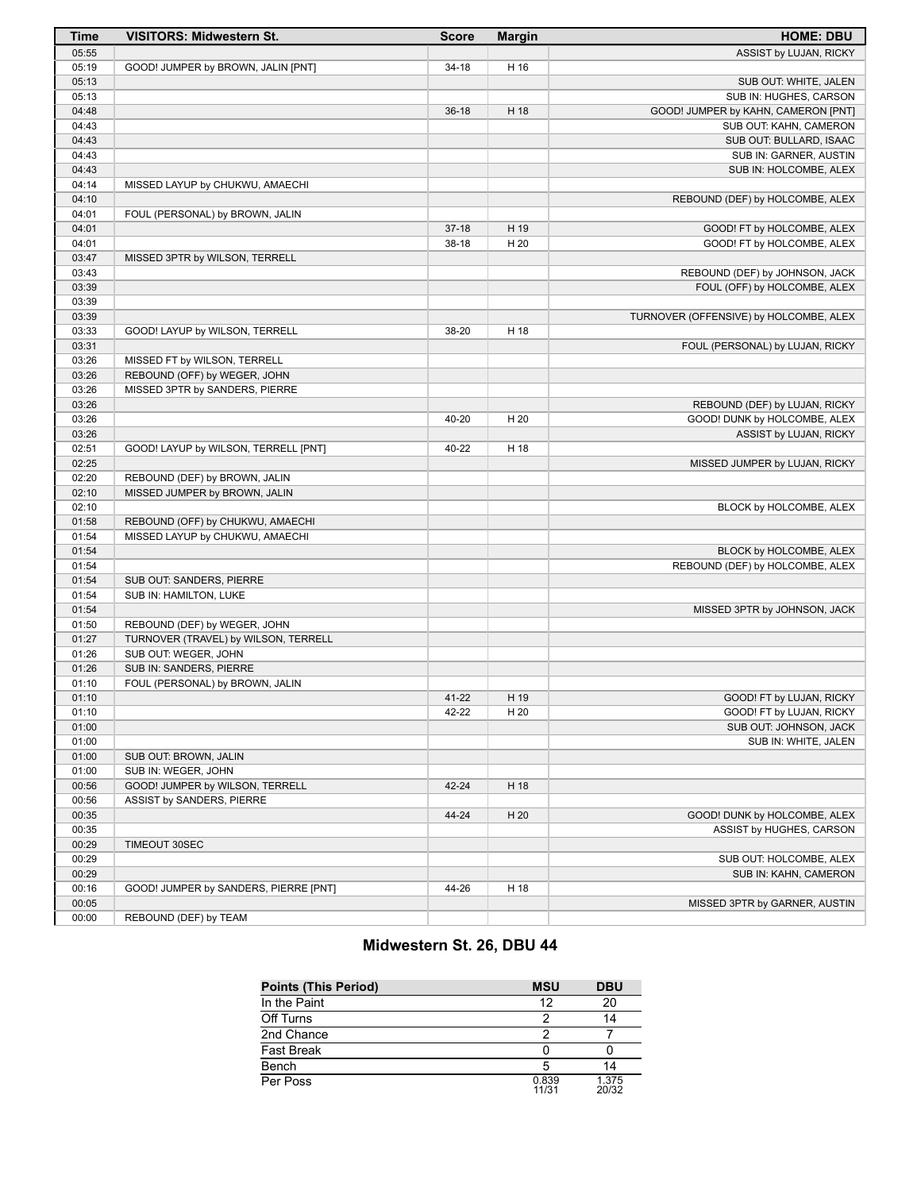| Time | VISITORS: Midwestern St. | Score | Margin | HOME: DBU |
| --- | --- | --- | --- | --- |
| 05:55 | | | | ASSIST by LUJAN, RICKY |
| 05:19 | GOOD! JUMPER by BROWN, JALIN [PNT] | 34-18 | H 16 | |
| 05:13 | | | | SUB OUT: WHITE, JALEN |
| 05:13 | | | | SUB IN: HUGHES, CARSON |
| 04:48 | | 36-18 | H 18 | GOOD! JUMPER by KAHN, CAMERON [PNT] |
| 04:43 | | | | SUB OUT: KAHN, CAMERON |
| 04:43 | | | | SUB OUT: BULLARD, ISAAC |
| 04:43 | | | | SUB IN: GARNER, AUSTIN |
| 04:43 | | | | SUB IN: HOLCOMBE, ALEX |
| 04:14 | MISSED LAYUP by CHUKWU, AMAECHI | | | |
| 04:10 | | | | REBOUND (DEF) by HOLCOMBE, ALEX |
| 04:01 | FOUL (PERSONAL) by BROWN, JALIN | | | |
| 04:01 | | 37-18 | H 19 | GOOD! FT by HOLCOMBE, ALEX |
| 04:01 | | 38-18 | H 20 | GOOD! FT by HOLCOMBE, ALEX |
| 03:47 | MISSED 3PTR by WILSON, TERRELL | | | |
| 03:43 | | | | REBOUND (DEF) by JOHNSON, JACK |
| 03:39 | | | | FOUL (OFF) by HOLCOMBE, ALEX |
| 03:39 | | | | |
| 03:39 | | | | TURNOVER (OFFENSIVE) by HOLCOMBE, ALEX |
| 03:33 | GOOD! LAYUP by WILSON, TERRELL | 38-20 | H 18 | |
| 03:31 | | | | FOUL (PERSONAL) by LUJAN, RICKY |
| 03:26 | MISSED FT by WILSON, TERRELL | | | |
| 03:26 | REBOUND (OFF) by WEGER, JOHN | | | |
| 03:26 | MISSED 3PTR by SANDERS, PIERRE | | | |
| 03:26 | | | | REBOUND (DEF) by LUJAN, RICKY |
| 03:26 | | 40-20 | H 20 | GOOD! DUNK by HOLCOMBE, ALEX |
| 03:26 | | | | ASSIST by LUJAN, RICKY |
| 02:51 | GOOD! LAYUP by WILSON, TERRELL [PNT] | 40-22 | H 18 | |
| 02:25 | | | | MISSED JUMPER by LUJAN, RICKY |
| 02:20 | REBOUND (DEF) by BROWN, JALIN | | | |
| 02:10 | MISSED JUMPER by BROWN, JALIN | | | |
| 02:10 | | | | BLOCK by HOLCOMBE, ALEX |
| 01:58 | REBOUND (OFF) by CHUKWU, AMAECHI | | | |
| 01:54 | MISSED LAYUP by CHUKWU, AMAECHI | | | |
| 01:54 | | | | BLOCK by HOLCOMBE, ALEX |
| 01:54 | | | | REBOUND (DEF) by HOLCOMBE, ALEX |
| 01:54 | SUB OUT: SANDERS, PIERRE | | | |
| 01:54 | SUB IN: HAMILTON, LUKE | | | |
| 01:54 | | | | MISSED 3PTR by JOHNSON, JACK |
| 01:50 | REBOUND (DEF) by WEGER, JOHN | | | |
| 01:27 | TURNOVER (TRAVEL) by WILSON, TERRELL | | | |
| 01:26 | SUB OUT: WEGER, JOHN | | | |
| 01:26 | SUB IN: SANDERS, PIERRE | | | |
| 01:10 | FOUL (PERSONAL) by BROWN, JALIN | | | |
| 01:10 | | 41-22 | H 19 | GOOD! FT by LUJAN, RICKY |
| 01:10 | | 42-22 | H 20 | GOOD! FT by LUJAN, RICKY |
| 01:00 | | | | SUB OUT: JOHNSON, JACK |
| 01:00 | | | | SUB IN: WHITE, JALEN |
| 01:00 | SUB OUT: BROWN, JALIN | | | |
| 01:00 | SUB IN: WEGER, JOHN | | | |
| 00:56 | GOOD! JUMPER by WILSON, TERRELL | 42-24 | H 18 | |
| 00:56 | ASSIST by SANDERS, PIERRE | | | |
| 00:35 | | 44-24 | H 20 | GOOD! DUNK by HOLCOMBE, ALEX |
| 00:35 | | | | ASSIST by HUGHES, CARSON |
| 00:29 | TIMEOUT 30SEC | | | |
| 00:29 | | | | SUB OUT: HOLCOMBE, ALEX |
| 00:29 | | | | SUB IN: KAHN, CAMERON |
| 00:16 | GOOD! JUMPER by SANDERS, PIERRE [PNT] | 44-26 | H 18 | |
| 00:05 | | | | MISSED 3PTR by GARNER, AUSTIN |
| 00:00 | REBOUND (DEF) by TEAM | | | |

## Midwestern St. 26, DBU 44

| Points (This Period) | MSU | DBU |
| --- | --- | --- |
| In the Paint | 12 | 20 |
| Off Turns | 2 | 14 |
| 2nd Chance | 2 | 7 |
| Fast Break | 0 | 0 |
| Bench | 5 | 14 |
| Per Poss | 0.839 11/31 | 1.375 20/32 |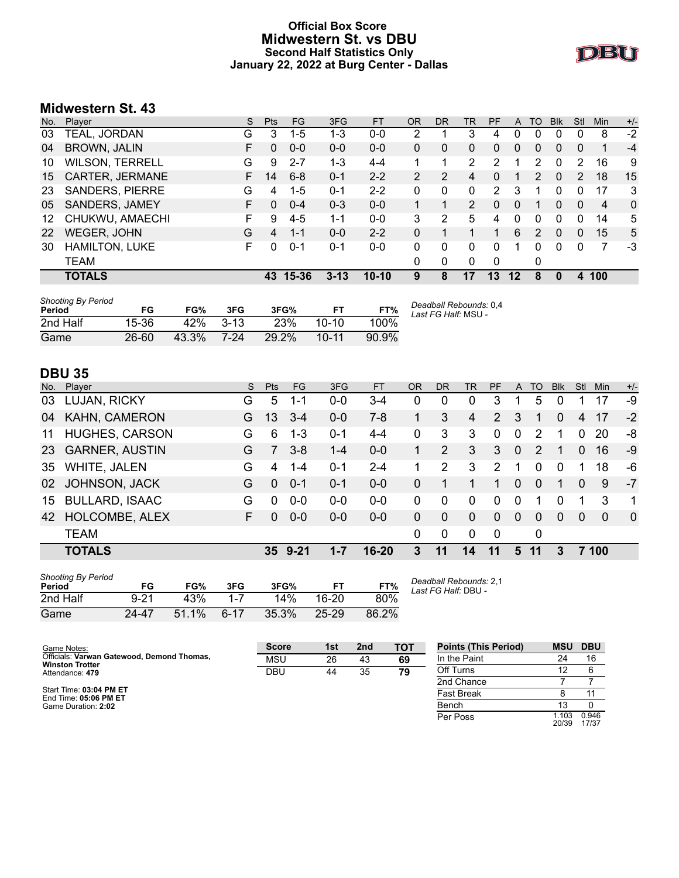# Official Box Score
## Midwestern St. vs DBU
### Second Half Statistics Only
### January 22, 2022 at Burg Center - Dallas

## Midwestern St. 43

| No. | Player | S | Pts | FG | 3FG | FT | OR | DR | TR | PF | A | TO | Blk | Stl | Min | +/- |
|---|---|---|---|---|---|---|---|---|---|---|---|---|---|---|---|---|
| 03 | TEAL, JORDAN | G | 3 | 1-5 | 1-3 | 0-0 | 2 | 1 | 3 | 4 | 0 | 0 | 0 | 0 | 8 | -2 |
| 04 | BROWN, JALIN | F | 0 | 0-0 | 0-0 | 0-0 | 0 | 0 | 0 | 0 | 0 | 0 | 0 | 0 | 1 | -4 |
| 10 | WILSON, TERRELL | G | 9 | 2-7 | 1-3 | 4-4 | 1 | 1 | 2 | 2 | 1 | 2 | 0 | 2 | 16 | 9 |
| 15 | CARTER, JERMANE | F | 14 | 6-8 | 0-1 | 2-2 | 2 | 2 | 4 | 0 | 1 | 2 | 0 | 2 | 18 | 15 |
| 23 | SANDERS, PIERRE | G | 4 | 1-5 | 0-1 | 2-2 | 0 | 0 | 0 | 2 | 3 | 1 | 0 | 0 | 17 | 3 |
| 05 | SANDERS, JAMEY | F | 0 | 0-4 | 0-3 | 0-0 | 1 | 1 | 2 | 0 | 0 | 1 | 0 | 0 | 4 | 0 |
| 12 | CHUKWU, AMAECHI | F | 9 | 4-5 | 1-1 | 0-0 | 3 | 2 | 5 | 4 | 0 | 0 | 0 | 0 | 14 | 5 |
| 22 | WEGER, JOHN | G | 4 | 1-1 | 0-0 | 2-2 | 0 | 1 | 1 | 1 | 6 | 2 | 0 | 0 | 15 | 5 |
| 30 | HAMILTON, LUKE | F | 0 | 0-1 | 0-1 | 0-0 | 0 | 0 | 0 | 0 | 1 | 0 | 0 | 0 | 7 | -3 |
| | TEAM | | | | | | 0 | 0 | 0 | 0 | | 0 | | | | |
| | **TOTALS** | | **43** | **15-36** | **3-13** | **10-10** | **9** | **8** | **17** | **13** | **12** | **8** | **0** | **4** | **100** | |

| Shooting By Period Period | FG | FG% | 3FG | 3FG% | FT | FT% |
|---|---|---|---|---|---|---|
| 2nd Half | 15-36 | 42% | 3-13 | 23% | 10-10 | 100% |
| Game | 26-60 | 43.3% | 7-24 | 29.2% | 10-11 | 90.9% |

*Deadball Rebounds:* 0,4
*Last FG Half:* MSU -

## DBU 35

| No. | Player | S | Pts | FG | 3FG | FT | OR | DR | TR | PF | A | TO | Blk | Stl | Min | +/- |
|---|---|---|---|---|---|---|---|---|---|---|---|---|---|---|---|---|
| 03 | LUJAN, RICKY | G | 5 | 1-1 | 0-0 | 3-4 | 0 | 0 | 0 | 3 | 1 | 5 | 0 | 1 | 17 | -9 |
| 04 | KAHN, CAMERON | G | 13 | 3-4 | 0-0 | 7-8 | 1 | 3 | 4 | 2 | 3 | 1 | 0 | 4 | 17 | -2 |
| 11 | HUGHES, CARSON | G | 6 | 1-3 | 0-1 | 4-4 | 0 | 3 | 3 | 0 | 0 | 2 | 1 | 0 | 20 | -8 |
| 23 | GARNER, AUSTIN | G | 7 | 3-8 | 1-4 | 0-0 | 1 | 2 | 3 | 3 | 0 | 2 | 1 | 0 | 16 | -9 |
| 35 | WHITE, JALEN | G | 4 | 1-4 | 0-1 | 2-4 | 1 | 2 | 3 | 2 | 1 | 0 | 0 | 1 | 18 | -6 |
| 02 | JOHNSON, JACK | G | 0 | 0-1 | 0-1 | 0-0 | 0 | 1 | 1 | 1 | 0 | 0 | 1 | 0 | 9 | -7 |
| 15 | BULLARD, ISAAC | G | 0 | 0-0 | 0-0 | 0-0 | 0 | 0 | 0 | 0 | 0 | 1 | 0 | 1 | 3 | 1 |
| 42 | HOLCOMBE, ALEX | F | 0 | 0-0 | 0-0 | 0-0 | 0 | 0 | 0 | 0 | 0 | 0 | 0 | 0 | 0 | 0 |
| | TEAM | | | | | | 0 | 0 | 0 | 0 | | 0 | | | | |
| | **TOTALS** | | **35** | **9-21** | **1-7** | **16-20** | **3** | **11** | **14** | **11** | **5** | **11** | **3** | **7** | **100** | |

| Shooting By Period Period | FG | FG% | 3FG | 3FG% | FT | FT% |
|---|---|---|---|---|---|---|
| 2nd Half | 9-21 | 43% | 1-7 | 14% | 16-20 | 80% |
| Game | 24-47 | 51.1% | 6-17 | 35.3% | 25-29 | 86.2% |

*Deadball Rebounds:* 2,1
*Last FG Half:* DBU -

Game Notes:
Officials: **Varwan Gatewood, Demond Thomas, Winston Trotter**
Attendance: **479**

Start Time: **03:04 PM ET**
End Time: **05:06 PM ET**
Game Duration: **2:02**

| Score | 1st | 2nd | TOT |
|---|---|---|---|
| MSU | 26 | 43 | **69** |
| DBU | 44 | 35 | **79** |

| Points (This Period) | MSU | DBU |
|---|---|---|
| In the Paint | 24 | 16 |
| Off Turns | 12 | 6 |
| 2nd Chance | 7 | 7 |
| Fast Break | 8 | 11 |
| Bench | 13 | 0 |
| Per Poss | 1.103 20/39 | 0.946 17/37 |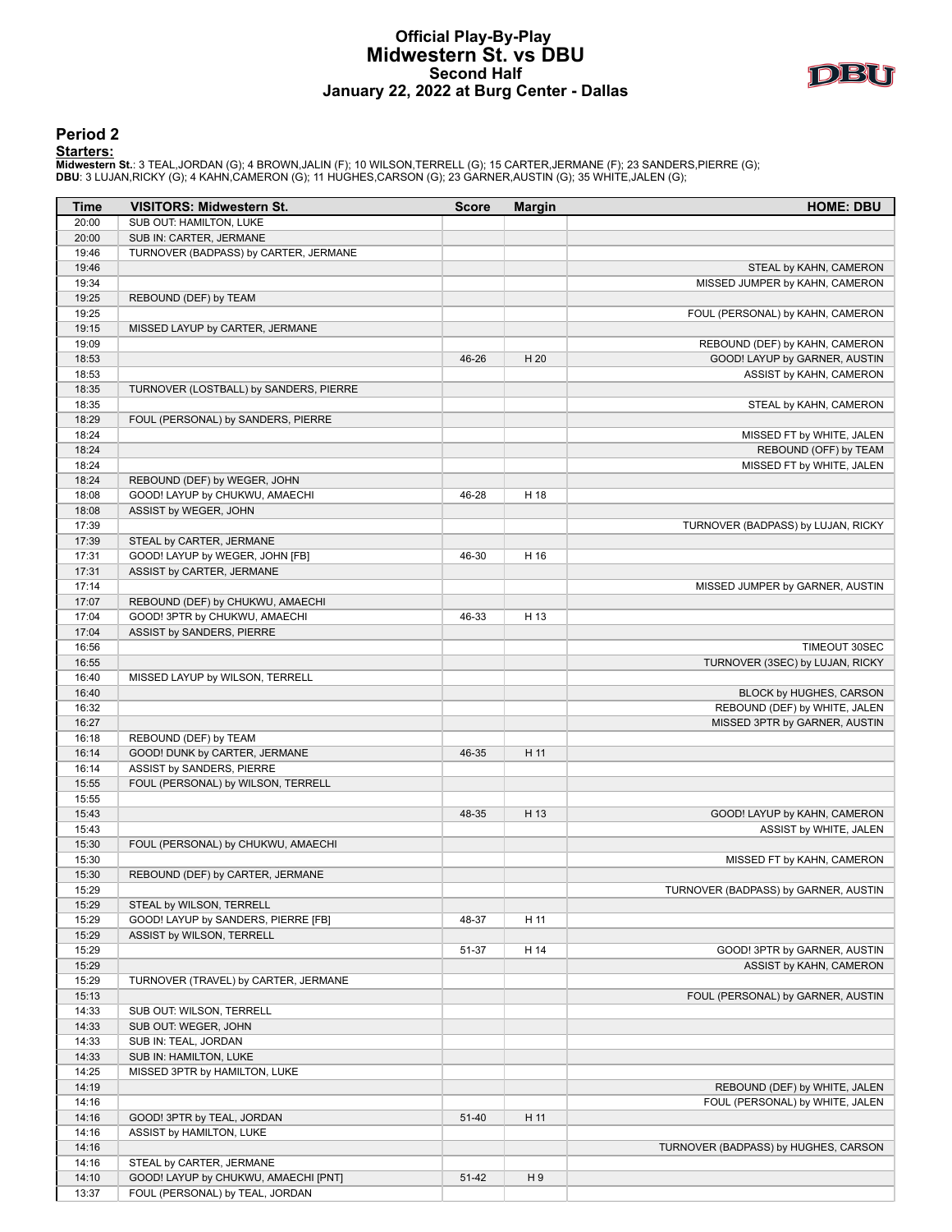# Official Play-By-Play
## Midwestern St. vs DBU
### Second Half
### January 22, 2022 at Burg Center - Dallas

## Period 2

**Starters:**

**Midwestern St.**: 3 TEAL,JORDAN (G); 4 BROWN,JALIN (F); 10 WILSON,TERRELL (G); 15 CARTER,JERMANE (F); 23 SANDERS,PIERRE (G);
**DBU**: 3 LUJAN,RICKY (G); 4 KAHN,CAMERON (G); 11 HUGHES,CARSON (G); 23 GARNER,AUSTIN (G); 35 WHITE,JALEN (G);

| Time | VISITORS: Midwestern St. | Score | Margin | HOME: DBU |
|---|---|---|---|---|
| 20:00 | SUB OUT: HAMILTON, LUKE | | | |
| 20:00 | SUB IN: CARTER, JERMANE | | | |
| 19:46 | TURNOVER (BADPASS) by CARTER, JERMANE | | | |
| 19:46 | | | | STEAL by KAHN, CAMERON |
| 19:34 | | | | MISSED JUMPER by KAHN, CAMERON |
| 19:25 | REBOUND (DEF) by TEAM | | | |
| 19:25 | | | | FOUL (PERSONAL) by KAHN, CAMERON |
| 19:15 | MISSED LAYUP by CARTER, JERMANE | | | |
| 19:09 | | | | REBOUND (DEF) by KAHN, CAMERON |
| 18:53 | | 46-26 | H 20 | GOOD! LAYUP by GARNER, AUSTIN |
| 18:53 | | | | ASSIST by KAHN, CAMERON |
| 18:35 | TURNOVER (LOSTBALL) by SANDERS, PIERRE | | | |
| 18:35 | | | | STEAL by KAHN, CAMERON |
| 18:29 | FOUL (PERSONAL) by SANDERS, PIERRE | | | |
| 18:24 | | | | MISSED FT by WHITE, JALEN |
| 18:24 | | | | REBOUND (OFF) by TEAM |
| 18:24 | | | | MISSED FT by WHITE, JALEN |
| 18:24 | REBOUND (DEF) by WEGER, JOHN | | | |
| 18:08 | GOOD! LAYUP by CHUKWU, AMAECHI | 46-28 | H 18 | |
| 18:08 | ASSIST by WEGER, JOHN | | | |
| 17:39 | | | | TURNOVER (BADPASS) by LUJAN, RICKY |
| 17:39 | STEAL by CARTER, JERMANE | | | |
| 17:31 | GOOD! LAYUP by WEGER, JOHN [FB] | 46-30 | H 16 | |
| 17:31 | ASSIST by CARTER, JERMANE | | | |
| 17:14 | | | | MISSED JUMPER by GARNER, AUSTIN |
| 17:07 | REBOUND (DEF) by CHUKWU, AMAECHI | | | |
| 17:04 | GOOD! 3PTR by CHUKWU, AMAECHI | 46-33 | H 13 | |
| 17:04 | ASSIST by SANDERS, PIERRE | | | |
| 16:56 | | | | TIMEOUT 30SEC |
| 16:55 | | | | TURNOVER (3SEC) by LUJAN, RICKY |
| 16:40 | MISSED LAYUP by WILSON, TERRELL | | | |
| 16:40 | | | | BLOCK by HUGHES, CARSON |
| 16:32 | | | | REBOUND (DEF) by WHITE, JALEN |
| 16:27 | | | | MISSED 3PTR by GARNER, AUSTIN |
| 16:18 | REBOUND (DEF) by TEAM | | | |
| 16:14 | GOOD! DUNK by CARTER, JERMANE | 46-35 | H 11 | |
| 16:14 | ASSIST by SANDERS, PIERRE | | | |
| 15:55 | FOUL (PERSONAL) by WILSON, TERRELL | | | |
| 15:55 | | | | |
| 15:43 | | 48-35 | H 13 | GOOD! LAYUP by KAHN, CAMERON |
| 15:43 | | | | ASSIST by WHITE, JALEN |
| 15:30 | FOUL (PERSONAL) by CHUKWU, AMAECHI | | | |
| 15:30 | | | | MISSED FT by KAHN, CAMERON |
| 15:30 | REBOUND (DEF) by CARTER, JERMANE | | | |
| 15:29 | | | | TURNOVER (BADPASS) by GARNER, AUSTIN |
| 15:29 | STEAL by WILSON, TERRELL | | | |
| 15:29 | GOOD! LAYUP by SANDERS, PIERRE [FB] | 48-37 | H 11 | |
| 15:29 | ASSIST by WILSON, TERRELL | | | |
| 15:29 | | 51-37 | H 14 | GOOD! 3PTR by GARNER, AUSTIN |
| 15:29 | | | | ASSIST by KAHN, CAMERON |
| 15:29 | TURNOVER (TRAVEL) by CARTER, JERMANE | | | |
| 15:13 | | | | FOUL (PERSONAL) by GARNER, AUSTIN |
| 14:33 | SUB OUT: WILSON, TERRELL | | | |
| 14:33 | SUB OUT: WEGER, JOHN | | | |
| 14:33 | SUB IN: TEAL, JORDAN | | | |
| 14:33 | SUB IN: HAMILTON, LUKE | | | |
| 14:25 | MISSED 3PTR by HAMILTON, LUKE | | | |
| 14:19 | | | | REBOUND (DEF) by WHITE, JALEN |
| 14:16 | | | | FOUL (PERSONAL) by WHITE, JALEN |
| 14:16 | GOOD! 3PTR by TEAL, JORDAN | 51-40 | H 11 | |
| 14:16 | ASSIST by HAMILTON, LUKE | | | |
| 14:16 | | | | TURNOVER (BADPASS) by HUGHES, CARSON |
| 14:16 | STEAL by CARTER, JERMANE | | | |
| 14:10 | GOOD! LAYUP by CHUKWU, AMAECHI [PNT] | 51-42 | H 9 | |
| 13:37 | FOUL (PERSONAL) by TEAL, JORDAN | | | |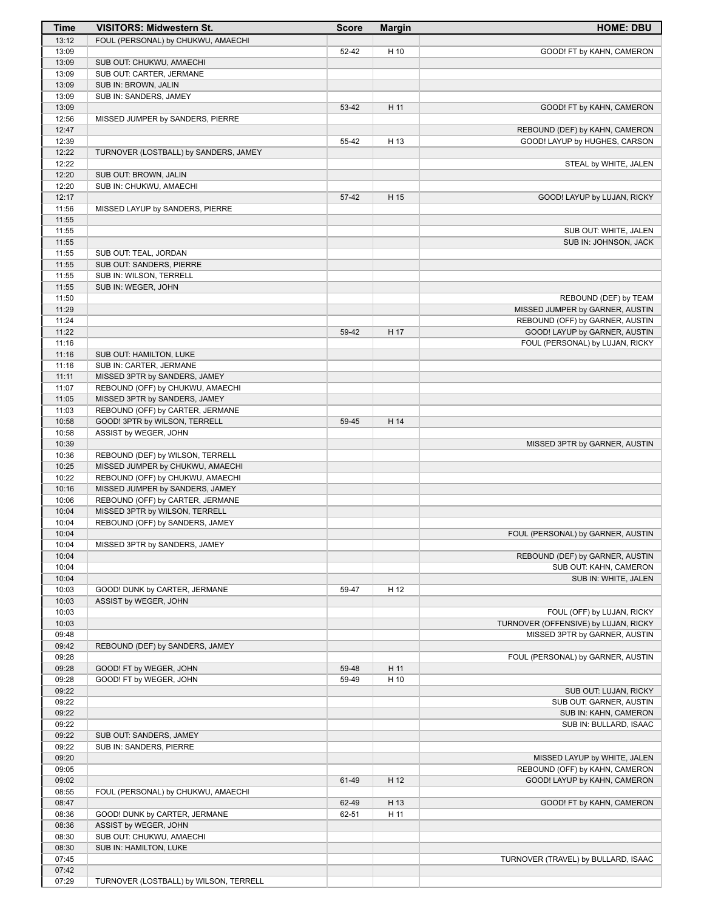| Time | VISITORS: Midwestern St. | Score | Margin | HOME: DBU |
|---|---|---|---|---|
| 13:12 | FOUL (PERSONAL) by CHUKWU, AMAECHI | | | |
| 13:09 | | 52-42 | H 10 | GOOD! FT by KAHN, CAMERON |
| 13:09 | SUB OUT: CHUKWU, AMAECHI | | | |
| 13:09 | SUB OUT: CARTER, JERMANE | | | |
| 13:09 | SUB IN: BROWN, JALIN | | | |
| 13:09 | SUB IN: SANDERS, JAMEY | | | |
| 13:09 | | 53-42 | H 11 | GOOD! FT by KAHN, CAMERON |
| 12:56 | MISSED JUMPER by SANDERS, PIERRE | | | |
| 12:47 | | | | REBOUND (DEF) by KAHN, CAMERON |
| 12:39 | | 55-42 | H 13 | GOOD! LAYUP by HUGHES, CARSON |
| 12:22 | TURNOVER (LOSTBALL) by SANDERS, JAMEY | | | |
| 12:22 | | | | STEAL by WHITE, JALEN |
| 12:20 | SUB OUT: BROWN, JALIN | | | |
| 12:20 | SUB IN: CHUKWU, AMAECHI | | | |
| 12:17 | | 57-42 | H 15 | GOOD! LAYUP by LUJAN, RICKY |
| 11:56 | MISSED LAYUP by SANDERS, PIERRE | | | |
| 11:55 | | | | |
| 11:55 | | | | SUB OUT: WHITE, JALEN |
| 11:55 | | | | SUB IN: JOHNSON, JACK |
| 11:55 | SUB OUT: TEAL, JORDAN | | | |
| 11:55 | SUB OUT: SANDERS, PIERRE | | | |
| 11:55 | SUB IN: WILSON, TERRELL | | | |
| 11:55 | SUB IN: WEGER, JOHN | | | |
| 11:50 | | | | REBOUND (DEF) by TEAM |
| 11:29 | | | | MISSED JUMPER by GARNER, AUSTIN |
| 11:24 | | | | REBOUND (OFF) by GARNER, AUSTIN |
| 11:22 | | 59-42 | H 17 | GOOD! LAYUP by GARNER, AUSTIN |
| 11:16 | | | | FOUL (PERSONAL) by LUJAN, RICKY |
| 11:16 | SUB OUT: HAMILTON, LUKE | | | |
| 11:16 | SUB IN: CARTER, JERMANE | | | |
| 11:11 | MISSED 3PTR by SANDERS, JAMEY | | | |
| 11:07 | REBOUND (OFF) by CHUKWU, AMAECHI | | | |
| 11:05 | MISSED 3PTR by SANDERS, JAMEY | | | |
| 11:03 | REBOUND (OFF) by CARTER, JERMANE | | | |
| 10:58 | GOOD! 3PTR by WILSON, TERRELL | 59-45 | H 14 | |
| 10:58 | ASSIST by WEGER, JOHN | | | |
| 10:39 | | | | MISSED 3PTR by GARNER, AUSTIN |
| 10:36 | REBOUND (DEF) by WILSON, TERRELL | | | |
| 10:25 | MISSED JUMPER by CHUKWU, AMAECHI | | | |
| 10:22 | REBOUND (OFF) by CHUKWU, AMAECHI | | | |
| 10:16 | MISSED JUMPER by SANDERS, JAMEY | | | |
| 10:06 | REBOUND (OFF) by CARTER, JERMANE | | | |
| 10:04 | MISSED 3PTR by WILSON, TERRELL | | | |
| 10:04 | REBOUND (OFF) by SANDERS, JAMEY | | | |
| 10:04 | | | | FOUL (PERSONAL) by GARNER, AUSTIN |
| 10:04 | MISSED 3PTR by SANDERS, JAMEY | | | |
| 10:04 | | | | REBOUND (DEF) by GARNER, AUSTIN |
| 10:04 | | | | SUB OUT: KAHN, CAMERON |
| 10:04 | | | | SUB IN: WHITE, JALEN |
| 10:03 | GOOD! DUNK by CARTER, JERMANE | 59-47 | H 12 | |
| 10:03 | ASSIST by WEGER, JOHN | | | |
| 10:03 | | | | FOUL (OFF) by LUJAN, RICKY |
| 10:03 | | | | TURNOVER (OFFENSIVE) by LUJAN, RICKY |
| 09:48 | | | | MISSED 3PTR by GARNER, AUSTIN |
| 09:42 | REBOUND (DEF) by SANDERS, JAMEY | | | |
| 09:28 | | | | FOUL (PERSONAL) by GARNER, AUSTIN |
| 09:28 | GOOD! FT by WEGER, JOHN | 59-48 | H 11 | |
| 09:28 | GOOD! FT by WEGER, JOHN | 59-49 | H 10 | |
| 09:22 | | | | SUB OUT: LUJAN, RICKY |
| 09:22 | | | | SUB OUT: GARNER, AUSTIN |
| 09:22 | | | | SUB IN: KAHN, CAMERON |
| 09:22 | | | | SUB IN: BULLARD, ISAAC |
| 09:22 | SUB OUT: SANDERS, JAMEY | | | |
| 09:22 | SUB IN: SANDERS, PIERRE | | | |
| 09:20 | | | | MISSED LAYUP by WHITE, JALEN |
| 09:05 | | | | REBOUND (OFF) by KAHN, CAMERON |
| 09:02 | | 61-49 | H 12 | GOOD! LAYUP by KAHN, CAMERON |
| 08:55 | FOUL (PERSONAL) by CHUKWU, AMAECHI | | | |
| 08:47 | | 62-49 | H 13 | GOOD! FT by KAHN, CAMERON |
| 08:36 | GOOD! DUNK by CARTER, JERMANE | 62-51 | H 11 | |
| 08:36 | ASSIST by WEGER, JOHN | | | |
| 08:30 | SUB OUT: CHUKWU, AMAECHI | | | |
| 08:30 | SUB IN: HAMILTON, LUKE | | | |
| 07:45 | | | | TURNOVER (TRAVEL) by BULLARD, ISAAC |
| 07:42 | | | | |
| 07:29 | TURNOVER (LOSTBALL) by WILSON, TERRELL | | | |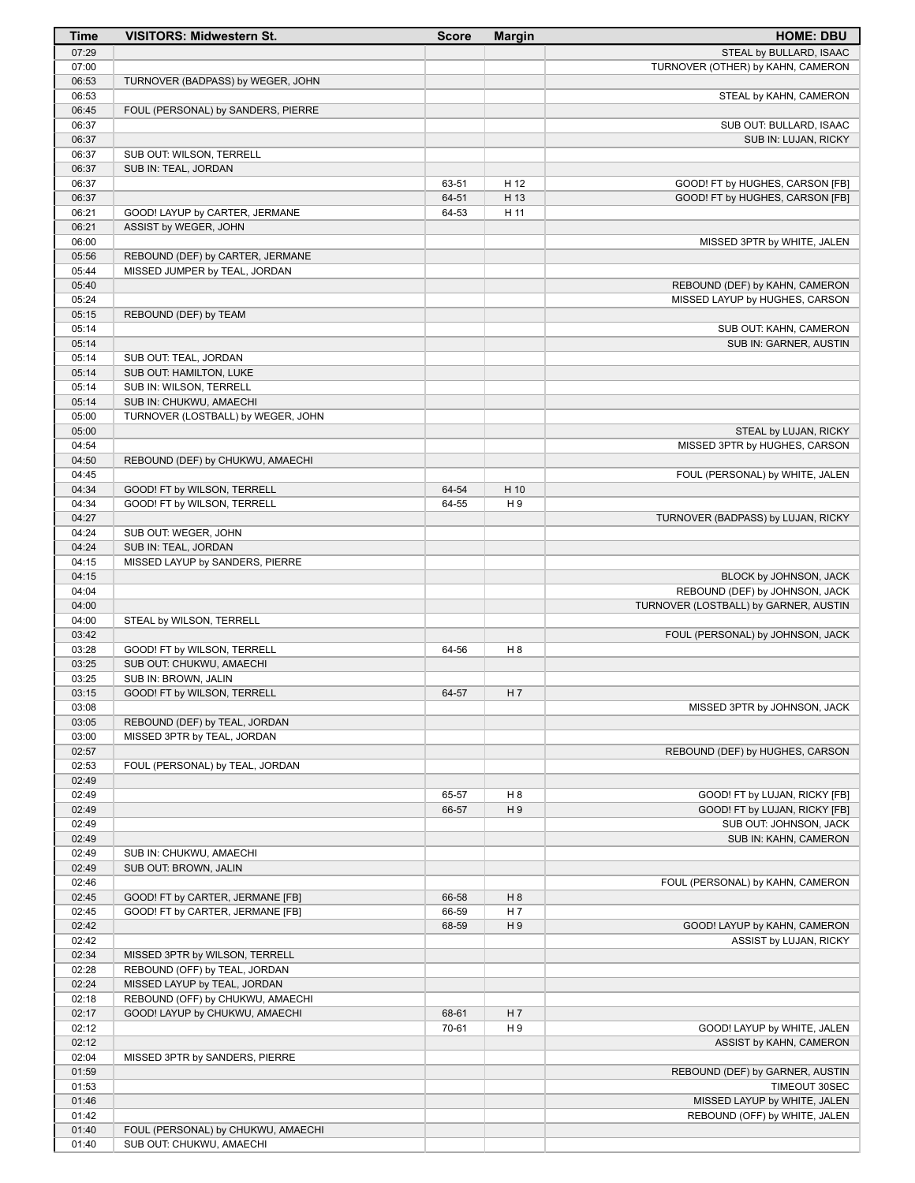| Time | VISITORS: Midwestern St. | Score | Margin | HOME: DBU |
|---|---|---|---|---|
| 07:29 | | | | STEAL by BULLARD, ISAAC |
| 07:00 | | | | TURNOVER (OTHER) by KAHN, CAMERON |
| 06:53 | TURNOVER (BADPASS) by WEGER, JOHN | | | |
| 06:53 | | | | STEAL by KAHN, CAMERON |
| 06:45 | FOUL (PERSONAL) by SANDERS, PIERRE | | | |
| 06:37 | | | | SUB OUT: BULLARD, ISAAC |
| 06:37 | | | | SUB IN: LUJAN, RICKY |
| 06:37 | SUB OUT: WILSON, TERRELL | | | |
| 06:37 | SUB IN: TEAL, JORDAN | | | |
| 06:37 | | 63-51 | H 12 | GOOD! FT by HUGHES, CARSON [FB] |
| 06:37 | | 64-51 | H 13 | GOOD! FT by HUGHES, CARSON [FB] |
| 06:21 | GOOD! LAYUP by CARTER, JERMANE | 64-53 | H 11 | |
| 06:21 | ASSIST by WEGER, JOHN | | | |
| 06:00 | | | | MISSED 3PTR by WHITE, JALEN |
| 05:56 | REBOUND (DEF) by CARTER, JERMANE | | | |
| 05:44 | MISSED JUMPER by TEAL, JORDAN | | | |
| 05:40 | | | | REBOUND (DEF) by KAHN, CAMERON |
| 05:24 | | | | MISSED LAYUP by HUGHES, CARSON |
| 05:15 | REBOUND (DEF) by TEAM | | | |
| 05:14 | | | | SUB OUT: KAHN, CAMERON |
| 05:14 | | | | SUB IN: GARNER, AUSTIN |
| 05:14 | SUB OUT: TEAL, JORDAN | | | |
| 05:14 | SUB OUT: HAMILTON, LUKE | | | |
| 05:14 | SUB IN: WILSON, TERRELL | | | |
| 05:14 | SUB IN: CHUKWU, AMAECHI | | | |
| 05:00 | TURNOVER (LOSTBALL) by WEGER, JOHN | | | |
| 05:00 | | | | STEAL by LUJAN, RICKY |
| 04:54 | | | | MISSED 3PTR by HUGHES, CARSON |
| 04:50 | REBOUND (DEF) by CHUKWU, AMAECHI | | | |
| 04:45 | | | | FOUL (PERSONAL) by WHITE, JALEN |
| 04:34 | GOOD! FT by WILSON, TERRELL | 64-54 | H 10 | |
| 04:34 | GOOD! FT by WILSON, TERRELL | 64-55 | H 9 | |
| 04:27 | | | | TURNOVER (BADPASS) by LUJAN, RICKY |
| 04:24 | SUB OUT: WEGER, JOHN | | | |
| 04:24 | SUB IN: TEAL, JORDAN | | | |
| 04:15 | MISSED LAYUP by SANDERS, PIERRE | | | |
| 04:15 | | | | BLOCK by JOHNSON, JACK |
| 04:04 | | | | REBOUND (DEF) by JOHNSON, JACK |
| 04:00 | | | | TURNOVER (LOSTBALL) by GARNER, AUSTIN |
| 04:00 | STEAL by WILSON, TERRELL | | | |
| 03:42 | | | | FOUL (PERSONAL) by JOHNSON, JACK |
| 03:28 | GOOD! FT by WILSON, TERRELL | 64-56 | H 8 | |
| 03:25 | SUB OUT: CHUKWU, AMAECHI | | | |
| 03:25 | SUB IN: BROWN, JALIN | | | |
| 03:15 | GOOD! FT by WILSON, TERRELL | 64-57 | H 7 | |
| 03:08 | | | | MISSED 3PTR by JOHNSON, JACK |
| 03:05 | REBOUND (DEF) by TEAL, JORDAN | | | |
| 03:00 | MISSED 3PTR by TEAL, JORDAN | | | |
| 02:57 | | | | REBOUND (DEF) by HUGHES, CARSON |
| 02:53 | FOUL (PERSONAL) by TEAL, JORDAN | | | |
| 02:49 | | | | |
| 02:49 | | 65-57 | H 8 | GOOD! FT by LUJAN, RICKY [FB] |
| 02:49 | | 66-57 | H 9 | GOOD! FT by LUJAN, RICKY [FB] |
| 02:49 | | | | SUB OUT: JOHNSON, JACK |
| 02:49 | | | | SUB IN: KAHN, CAMERON |
| 02:49 | SUB IN: CHUKWU, AMAECHI | | | |
| 02:49 | SUB OUT: BROWN, JALIN | | | |
| 02:46 | | | | FOUL (PERSONAL) by KAHN, CAMERON |
| 02:45 | GOOD! FT by CARTER, JERMANE [FB] | 66-58 | H 8 | |
| 02:45 | GOOD! FT by CARTER, JERMANE [FB] | 66-59 | H 7 | |
| 02:42 | | 68-59 | H 9 | GOOD! LAYUP by KAHN, CAMERON |
| 02:42 | | | | ASSIST by LUJAN, RICKY |
| 02:34 | MISSED 3PTR by WILSON, TERRELL | | | |
| 02:28 | REBOUND (OFF) by TEAL, JORDAN | | | |
| 02:24 | MISSED LAYUP by TEAL, JORDAN | | | |
| 02:18 | REBOUND (OFF) by CHUKWU, AMAECHI | | | |
| 02:17 | GOOD! LAYUP by CHUKWU, AMAECHI | 68-61 | H 7 | |
| 02:12 | | 70-61 | H 9 | GOOD! LAYUP by WHITE, JALEN |
| 02:12 | | | | ASSIST by KAHN, CAMERON |
| 02:04 | MISSED 3PTR by SANDERS, PIERRE | | | |
| 01:59 | | | | REBOUND (DEF) by GARNER, AUSTIN |
| 01:53 | | | | TIMEOUT 30SEC |
| 01:46 | | | | MISSED LAYUP by WHITE, JALEN |
| 01:42 | | | | REBOUND (OFF) by WHITE, JALEN |
| 01:40 | FOUL (PERSONAL) by CHUKWU, AMAECHI | | | |
| 01:40 | SUB OUT: CHUKWU, AMAECHI | | | |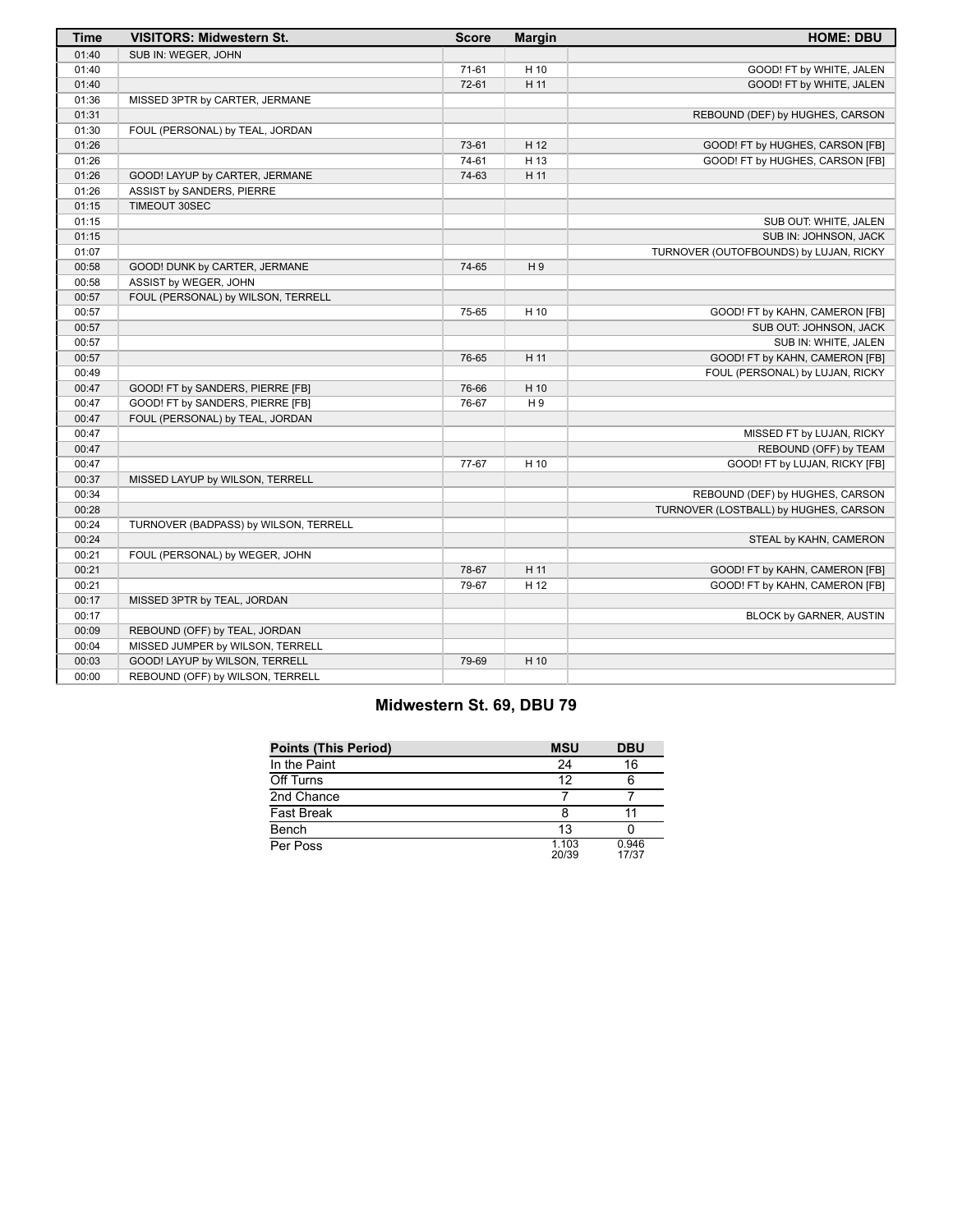| Time | VISITORS: Midwestern St. | Score | Margin | HOME: DBU |
| --- | --- | --- | --- | --- |
| 01:40 | SUB IN: WEGER, JOHN | | | |
| 01:40 | | 71-61 | H 10 | GOOD! FT by WHITE, JALEN |
| 01:40 | | 72-61 | H 11 | GOOD! FT by WHITE, JALEN |
| 01:36 | MISSED 3PTR by CARTER, JERMANE | | | |
| 01:31 | | | | REBOUND (DEF) by HUGHES, CARSON |
| 01:30 | FOUL (PERSONAL) by TEAL, JORDAN | | | |
| 01:26 | | 73-61 | H 12 | GOOD! FT by HUGHES, CARSON [FB] |
| 01:26 | | 74-61 | H 13 | GOOD! FT by HUGHES, CARSON [FB] |
| 01:26 | GOOD! LAYUP by CARTER, JERMANE | 74-63 | H 11 | |
| 01:26 | ASSIST by SANDERS, PIERRE | | | |
| 01:15 | TIMEOUT 30SEC | | | |
| 01:15 | | | | SUB OUT: WHITE, JALEN |
| 01:15 | | | | SUB IN: JOHNSON, JACK |
| 01:07 | | | | TURNOVER (OUTOFBOUNDS) by LUJAN, RICKY |
| 00:58 | GOOD! DUNK by CARTER, JERMANE | 74-65 | H 9 | |
| 00:58 | ASSIST by WEGER, JOHN | | | |
| 00:57 | FOUL (PERSONAL) by WILSON, TERRELL | | | |
| 00:57 | | 75-65 | H 10 | GOOD! FT by KAHN, CAMERON [FB] |
| 00:57 | | | | SUB OUT: JOHNSON, JACK |
| 00:57 | | | | SUB IN: WHITE, JALEN |
| 00:57 | | 76-65 | H 11 | GOOD! FT by KAHN, CAMERON [FB] |
| 00:49 | | | | FOUL (PERSONAL) by LUJAN, RICKY |
| 00:47 | GOOD! FT by SANDERS, PIERRE [FB] | 76-66 | H 10 | |
| 00:47 | GOOD! FT by SANDERS, PIERRE [FB] | 76-67 | H 9 | |
| 00:47 | FOUL (PERSONAL) by TEAL, JORDAN | | | |
| 00:47 | | | | MISSED FT by LUJAN, RICKY |
| 00:47 | | | | REBOUND (OFF) by TEAM |
| 00:47 | | 77-67 | H 10 | GOOD! FT by LUJAN, RICKY [FB] |
| 00:37 | MISSED LAYUP by WILSON, TERRELL | | | |
| 00:34 | | | | REBOUND (DEF) by HUGHES, CARSON |
| 00:28 | | | | TURNOVER (LOSTBALL) by HUGHES, CARSON |
| 00:24 | TURNOVER (BADPASS) by WILSON, TERRELL | | | |
| 00:24 | | | | STEAL by KAHN, CAMERON |
| 00:21 | FOUL (PERSONAL) by WEGER, JOHN | | | |
| 00:21 | | 78-67 | H 11 | GOOD! FT by KAHN, CAMERON [FB] |
| 00:21 | | 79-67 | H 12 | GOOD! FT by KAHN, CAMERON [FB] |
| 00:17 | MISSED 3PTR by TEAL, JORDAN | | | |
| 00:17 | | | | BLOCK by GARNER, AUSTIN |
| 00:09 | REBOUND (OFF) by TEAL, JORDAN | | | |
| 00:04 | MISSED JUMPER by WILSON, TERRELL | | | |
| 00:03 | GOOD! LAYUP by WILSON, TERRELL | 79-69 | H 10 | |
| 00:00 | REBOUND (OFF) by WILSON, TERRELL | | | |

## Midwestern St. 69, DBU 79

| Points (This Period) | MSU | DBU |
| --- | --- | --- |
| In the Paint | 24 | 16 |
| Off Turns | 12 | 6 |
| 2nd Chance | 7 | 7 |
| Fast Break | 8 | 11 |
| Bench | 13 | 0 |
| Per Poss | 1.103 20/39 | 0.946 17/37 |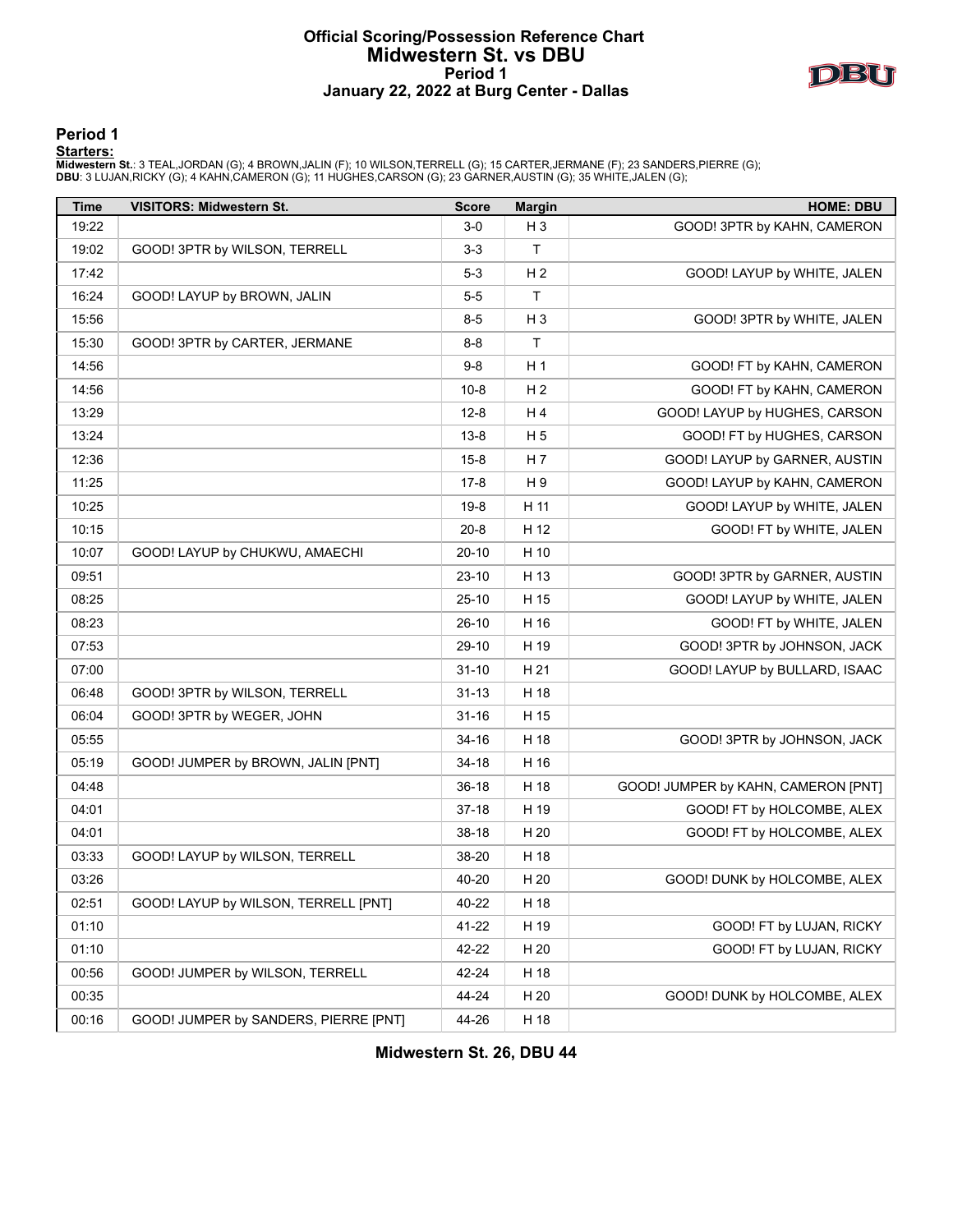# Official Scoring/Possession Reference Chart
## Midwestern St. vs DBU
### Period 1
### January 22, 2022 at Burg Center - Dallas

## Period 1

**Starters:**

**Midwestern St.**: 3 TEAL,JORDAN (G); 4 BROWN,JALIN (F); 10 WILSON,TERRELL (G); 15 CARTER,JERMANE (F); 23 SANDERS,PIERRE (G);
**DBU**: 3 LUJAN,RICKY (G); 4 KAHN,CAMERON (G); 11 HUGHES,CARSON (G); 23 GARNER,AUSTIN (G); 35 WHITE,JALEN (G);

| Time | VISITORS: Midwestern St. | Score | Margin | HOME: DBU |
|---|---|---|---|---|
| 19:22 | | 3-0 | H 3 | GOOD! 3PTR by KAHN, CAMERON |
| 19:02 | GOOD! 3PTR by WILSON, TERRELL | 3-3 | T | |
| 17:42 | | 5-3 | H 2 | GOOD! LAYUP by WHITE, JALEN |
| 16:24 | GOOD! LAYUP by BROWN, JALIN | 5-5 | T | |
| 15:56 | | 8-5 | H 3 | GOOD! 3PTR by WHITE, JALEN |
| 15:30 | GOOD! 3PTR by CARTER, JERMANE | 8-8 | T | |
| 14:56 | | 9-8 | H 1 | GOOD! FT by KAHN, CAMERON |
| 14:56 | | 10-8 | H 2 | GOOD! FT by KAHN, CAMERON |
| 13:29 | | 12-8 | H 4 | GOOD! LAYUP by HUGHES, CARSON |
| 13:24 | | 13-8 | H 5 | GOOD! FT by HUGHES, CARSON |
| 12:36 | | 15-8 | H 7 | GOOD! LAYUP by GARNER, AUSTIN |
| 11:25 | | 17-8 | H 9 | GOOD! LAYUP by KAHN, CAMERON |
| 10:25 | | 19-8 | H 11 | GOOD! LAYUP by WHITE, JALEN |
| 10:15 | | 20-8 | H 12 | GOOD! FT by WHITE, JALEN |
| 10:07 | GOOD! LAYUP by CHUKWU, AMAECHI | 20-10 | H 10 | |
| 09:51 | | 23-10 | H 13 | GOOD! 3PTR by GARNER, AUSTIN |
| 08:25 | | 25-10 | H 15 | GOOD! LAYUP by WHITE, JALEN |
| 08:23 | | 26-10 | H 16 | GOOD! FT by WHITE, JALEN |
| 07:53 | | 29-10 | H 19 | GOOD! 3PTR by JOHNSON, JACK |
| 07:00 | | 31-10 | H 21 | GOOD! LAYUP by BULLARD, ISAAC |
| 06:48 | GOOD! 3PTR by WILSON, TERRELL | 31-13 | H 18 | |
| 06:04 | GOOD! 3PTR by WEGER, JOHN | 31-16 | H 15 | |
| 05:55 | | 34-16 | H 18 | GOOD! 3PTR by JOHNSON, JACK |
| 05:19 | GOOD! JUMPER by BROWN, JALIN [PNT] | 34-18 | H 16 | |
| 04:48 | | 36-18 | H 18 | GOOD! JUMPER by KAHN, CAMERON [PNT] |
| 04:01 | | 37-18 | H 19 | GOOD! FT by HOLCOMBE, ALEX |
| 04:01 | | 38-18 | H 20 | GOOD! FT by HOLCOMBE, ALEX |
| 03:33 | GOOD! LAYUP by WILSON, TERRELL | 38-20 | H 18 | |
| 03:26 | | 40-20 | H 20 | GOOD! DUNK by HOLCOMBE, ALEX |
| 02:51 | GOOD! LAYUP by WILSON, TERRELL [PNT] | 40-22 | H 18 | |
| 01:10 | | 41-22 | H 19 | GOOD! FT by LUJAN, RICKY |
| 01:10 | | 42-22 | H 20 | GOOD! FT by LUJAN, RICKY |
| 00:56 | GOOD! JUMPER by WILSON, TERRELL | 42-24 | H 18 | |
| 00:35 | | 44-24 | H 20 | GOOD! DUNK by HOLCOMBE, ALEX |
| 00:16 | GOOD! JUMPER by SANDERS, PIERRE [PNT] | 44-26 | H 18 | |

**Midwestern St. 26, DBU 44**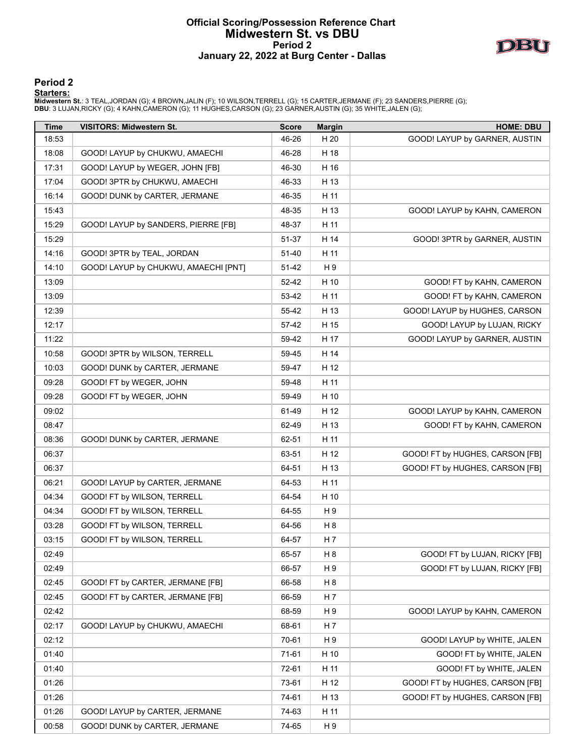# Official Scoring/Possession Reference Chart
## Midwestern St. vs DBU
### Period 2
### January 22, 2022 at Burg Center - Dallas

## Period 2

**Starters:**

**Midwestern St.**: 3 TEAL,JORDAN (G); 4 BROWN,JALIN (F); 10 WILSON,TERRELL (G); 15 CARTER,JERMANE (F); 23 SANDERS,PIERRE (G);
**DBU**: 3 LUJAN,RICKY (G); 4 KAHN,CAMERON (G); 11 HUGHES,CARSON (G); 23 GARNER,AUSTIN (G); 35 WHITE,JALEN (G);

| Time | VISITORS: Midwestern St. | Score | Margin | HOME: DBU |
|---|---|---|---|---|
| 18:53 | | 46-26 | H 20 | GOOD! LAYUP by GARNER, AUSTIN |
| 18:08 | GOOD! LAYUP by CHUKWU, AMAECHI | 46-28 | H 18 | |
| 17:31 | GOOD! LAYUP by WEGER, JOHN [FB] | 46-30 | H 16 | |
| 17:04 | GOOD! 3PTR by CHUKWU, AMAECHI | 46-33 | H 13 | |
| 16:14 | GOOD! DUNK by CARTER, JERMANE | 46-35 | H 11 | |
| 15:43 | | 48-35 | H 13 | GOOD! LAYUP by KAHN, CAMERON |
| 15:29 | GOOD! LAYUP by SANDERS, PIERRE [FB] | 48-37 | H 11 | |
| 15:29 | | 51-37 | H 14 | GOOD! 3PTR by GARNER, AUSTIN |
| 14:16 | GOOD! 3PTR by TEAL, JORDAN | 51-40 | H 11 | |
| 14:10 | GOOD! LAYUP by CHUKWU, AMAECHI [PNT] | 51-42 | H 9 | |
| 13:09 | | 52-42 | H 10 | GOOD! FT by KAHN, CAMERON |
| 13:09 | | 53-42 | H 11 | GOOD! FT by KAHN, CAMERON |
| 12:39 | | 55-42 | H 13 | GOOD! LAYUP by HUGHES, CARSON |
| 12:17 | | 57-42 | H 15 | GOOD! LAYUP by LUJAN, RICKY |
| 11:22 | | 59-42 | H 17 | GOOD! LAYUP by GARNER, AUSTIN |
| 10:58 | GOOD! 3PTR by WILSON, TERRELL | 59-45 | H 14 | |
| 10:03 | GOOD! DUNK by CARTER, JERMANE | 59-47 | H 12 | |
| 09:28 | GOOD! FT by WEGER, JOHN | 59-48 | H 11 | |
| 09:28 | GOOD! FT by WEGER, JOHN | 59-49 | H 10 | |
| 09:02 | | 61-49 | H 12 | GOOD! LAYUP by KAHN, CAMERON |
| 08:47 | | 62-49 | H 13 | GOOD! FT by KAHN, CAMERON |
| 08:36 | GOOD! DUNK by CARTER, JERMANE | 62-51 | H 11 | |
| 06:37 | | 63-51 | H 12 | GOOD! FT by HUGHES, CARSON [FB] |
| 06:37 | | 64-51 | H 13 | GOOD! FT by HUGHES, CARSON [FB] |
| 06:21 | GOOD! LAYUP by CARTER, JERMANE | 64-53 | H 11 | |
| 04:34 | GOOD! FT by WILSON, TERRELL | 64-54 | H 10 | |
| 04:34 | GOOD! FT by WILSON, TERRELL | 64-55 | H 9 | |
| 03:28 | GOOD! FT by WILSON, TERRELL | 64-56 | H 8 | |
| 03:15 | GOOD! FT by WILSON, TERRELL | 64-57 | H 7 | |
| 02:49 | | 65-57 | H 8 | GOOD! FT by LUJAN, RICKY [FB] |
| 02:49 | | 66-57 | H 9 | GOOD! FT by LUJAN, RICKY [FB] |
| 02:45 | GOOD! FT by CARTER, JERMANE [FB] | 66-58 | H 8 | |
| 02:45 | GOOD! FT by CARTER, JERMANE [FB] | 66-59 | H 7 | |
| 02:42 | | 68-59 | H 9 | GOOD! LAYUP by KAHN, CAMERON |
| 02:17 | GOOD! LAYUP by CHUKWU, AMAECHI | 68-61 | H 7 | |
| 02:12 | | 70-61 | H 9 | GOOD! LAYUP by WHITE, JALEN |
| 01:40 | | 71-61 | H 10 | GOOD! FT by WHITE, JALEN |
| 01:40 | | 72-61 | H 11 | GOOD! FT by WHITE, JALEN |
| 01:26 | | 73-61 | H 12 | GOOD! FT by HUGHES, CARSON [FB] |
| 01:26 | | 74-61 | H 13 | GOOD! FT by HUGHES, CARSON [FB] |
| 01:26 | GOOD! LAYUP by CARTER, JERMANE | 74-63 | H 11 | |
| 00:58 | GOOD! DUNK by CARTER, JERMANE | 74-65 | H 9 | |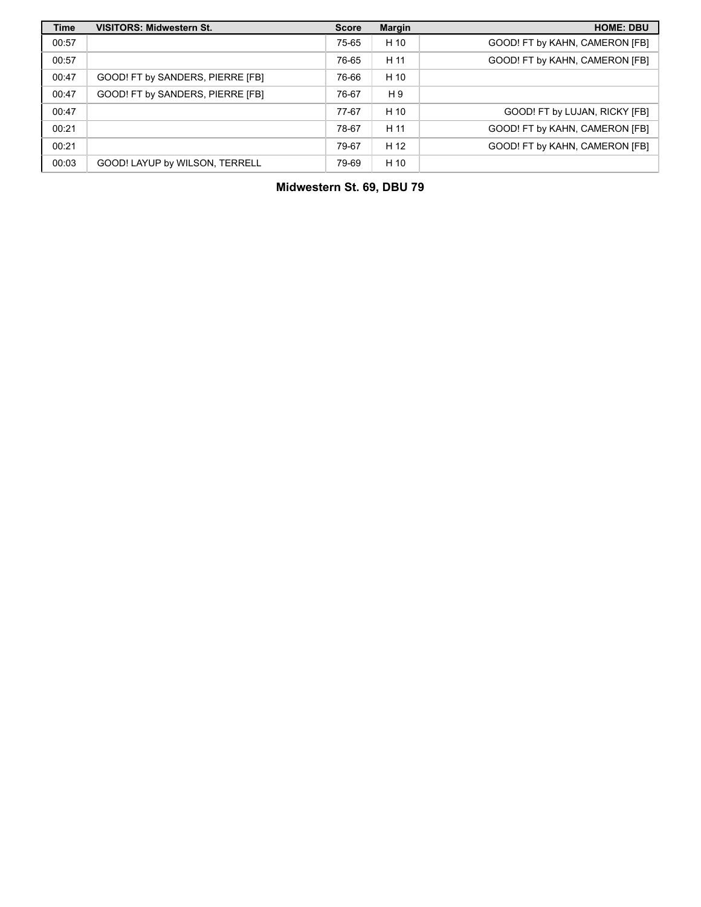| Time | VISITORS: Midwestern St. | Score | Margin | HOME: DBU |
|---|---|---|---|---|
| 00:57 | | 75-65 | H 10 | GOOD! FT by KAHN, CAMERON [FB] |
| 00:57 | | 76-65 | H 11 | GOOD! FT by KAHN, CAMERON [FB] |
| 00:47 | GOOD! FT by SANDERS, PIERRE [FB] | 76-66 | H 10 | |
| 00:47 | GOOD! FT by SANDERS, PIERRE [FB] | 76-67 | H 9 | |
| 00:47 | | 77-67 | H 10 | GOOD! FT by LUJAN, RICKY [FB] |
| 00:21 | | 78-67 | H 11 | GOOD! FT by KAHN, CAMERON [FB] |
| 00:21 | | 79-67 | H 12 | GOOD! FT by KAHN, CAMERON [FB] |
| 00:03 | GOOD! LAYUP by WILSON, TERRELL | 79-69 | H 10 | |

**Midwestern St. 69, DBU 79**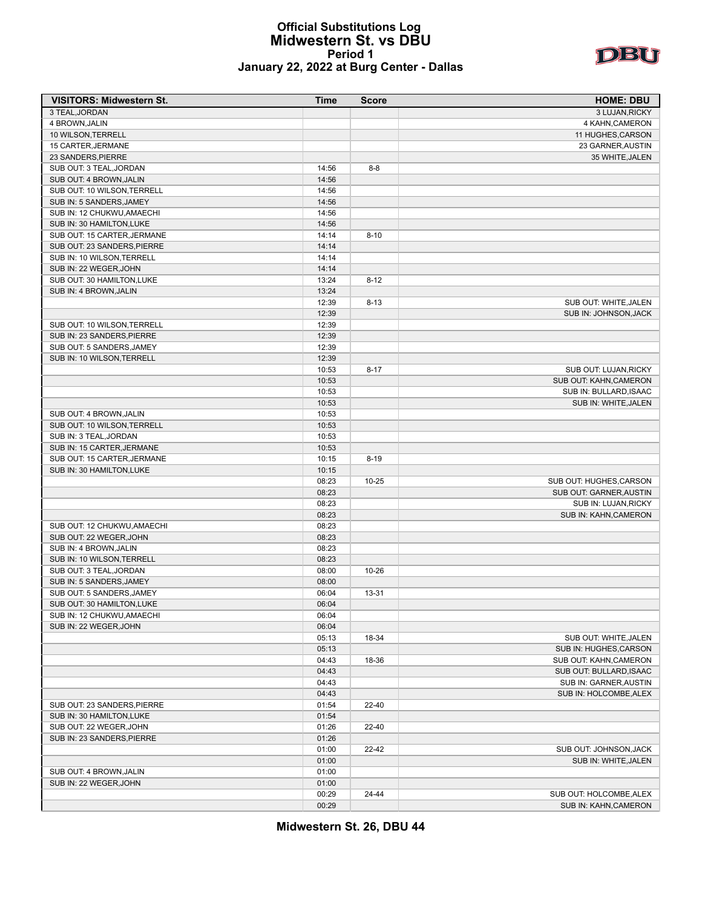# Official Substitutions Log
## Midwestern St. vs DBU
### Period 1
### January 22, 2022 at Burg Center - Dallas

| VISITORS: Midwestern St. | Time | Score | HOME: DBU |
|---|---|---|---|
| 3 TEAL,JORDAN | | | 3 LUJAN,RICKY |
| 4 BROWN,JALIN | | | 4 KAHN,CAMERON |
| 10 WILSON,TERRELL | | | 11 HUGHES,CARSON |
| 15 CARTER,JERMANE | | | 23 GARNER,AUSTIN |
| 23 SANDERS,PIERRE | | | 35 WHITE,JALEN |
| SUB OUT: 3 TEAL,JORDAN | 14:56 | 8-8 | |
| SUB OUT: 4 BROWN,JALIN | 14:56 | | |
| SUB OUT: 10 WILSON,TERRELL | 14:56 | | |
| SUB IN: 5 SANDERS,JAMEY | 14:56 | | |
| SUB IN: 12 CHUKWU,AMAECHI | 14:56 | | |
| SUB IN: 30 HAMILTON,LUKE | 14:56 | | |
| SUB OUT: 15 CARTER,JERMANE | 14:14 | 8-10 | |
| SUB OUT: 23 SANDERS,PIERRE | 14:14 | | |
| SUB IN: 10 WILSON,TERRELL | 14:14 | | |
| SUB IN: 22 WEGER,JOHN | 14:14 | | |
| SUB OUT: 30 HAMILTON,LUKE | 13:24 | 8-12 | |
| SUB IN: 4 BROWN,JALIN | 13:24 | | |
| | 12:39 | 8-13 | SUB OUT: WHITE,JALEN |
| | 12:39 | | SUB IN: JOHNSON,JACK |
| SUB OUT: 10 WILSON,TERRELL | 12:39 | | |
| SUB IN: 23 SANDERS,PIERRE | 12:39 | | |
| SUB OUT: 5 SANDERS,JAMEY | 12:39 | | |
| SUB IN: 10 WILSON,TERRELL | 12:39 | | |
| | 10:53 | 8-17 | SUB OUT: LUJAN,RICKY |
| | 10:53 | | SUB OUT: KAHN,CAMERON |
| | 10:53 | | SUB IN: BULLARD,ISAAC |
| | 10:53 | | SUB IN: WHITE,JALEN |
| SUB OUT: 4 BROWN,JALIN | 10:53 | | |
| SUB OUT: 10 WILSON,TERRELL | 10:53 | | |
| SUB IN: 3 TEAL,JORDAN | 10:53 | | |
| SUB IN: 15 CARTER,JERMANE | 10:53 | | |
| SUB OUT: 15 CARTER,JERMANE | 10:15 | 8-19 | |
| SUB IN: 30 HAMILTON,LUKE | 10:15 | | |
| | 08:23 | 10-25 | SUB OUT: HUGHES,CARSON |
| | 08:23 | | SUB OUT: GARNER,AUSTIN |
| | 08:23 | | SUB IN: LUJAN,RICKY |
| | 08:23 | | SUB IN: KAHN,CAMERON |
| SUB OUT: 12 CHUKWU,AMAECHI | 08:23 | | |
| SUB OUT: 22 WEGER,JOHN | 08:23 | | |
| SUB IN: 4 BROWN,JALIN | 08:23 | | |
| SUB IN: 10 WILSON,TERRELL | 08:23 | | |
| SUB OUT: 3 TEAL,JORDAN | 08:00 | 10-26 | |
| SUB IN: 5 SANDERS,JAMEY | 08:00 | | |
| SUB OUT: 5 SANDERS,JAMEY | 06:04 | 13-31 | |
| SUB OUT: 30 HAMILTON,LUKE | 06:04 | | |
| SUB IN: 12 CHUKWU,AMAECHI | 06:04 | | |
| SUB IN: 22 WEGER,JOHN | 06:04 | | |
| | 05:13 | 18-34 | SUB OUT: WHITE,JALEN |
| | 05:13 | | SUB IN: HUGHES,CARSON |
| | 04:43 | 18-36 | SUB OUT: KAHN,CAMERON |
| | 04:43 | | SUB OUT: BULLARD,ISAAC |
| | 04:43 | | SUB IN: GARNER,AUSTIN |
| | 04:43 | | SUB IN: HOLCOMBE,ALEX |
| SUB OUT: 23 SANDERS,PIERRE | 01:54 | 22-40 | |
| SUB IN: 30 HAMILTON,LUKE | 01:54 | | |
| SUB OUT: 22 WEGER,JOHN | 01:26 | 22-40 | |
| SUB IN: 23 SANDERS,PIERRE | 01:26 | | |
| | 01:00 | 22-42 | SUB OUT: JOHNSON,JACK |
| | 01:00 | | SUB IN: WHITE,JALEN |
| SUB OUT: 4 BROWN,JALIN | 01:00 | | |
| SUB IN: 22 WEGER,JOHN | 01:00 | | |
| | 00:29 | 24-44 | SUB OUT: HOLCOMBE,ALEX |
| | 00:29 | | SUB IN: KAHN,CAMERON |

**Midwestern St. 26, DBU 44**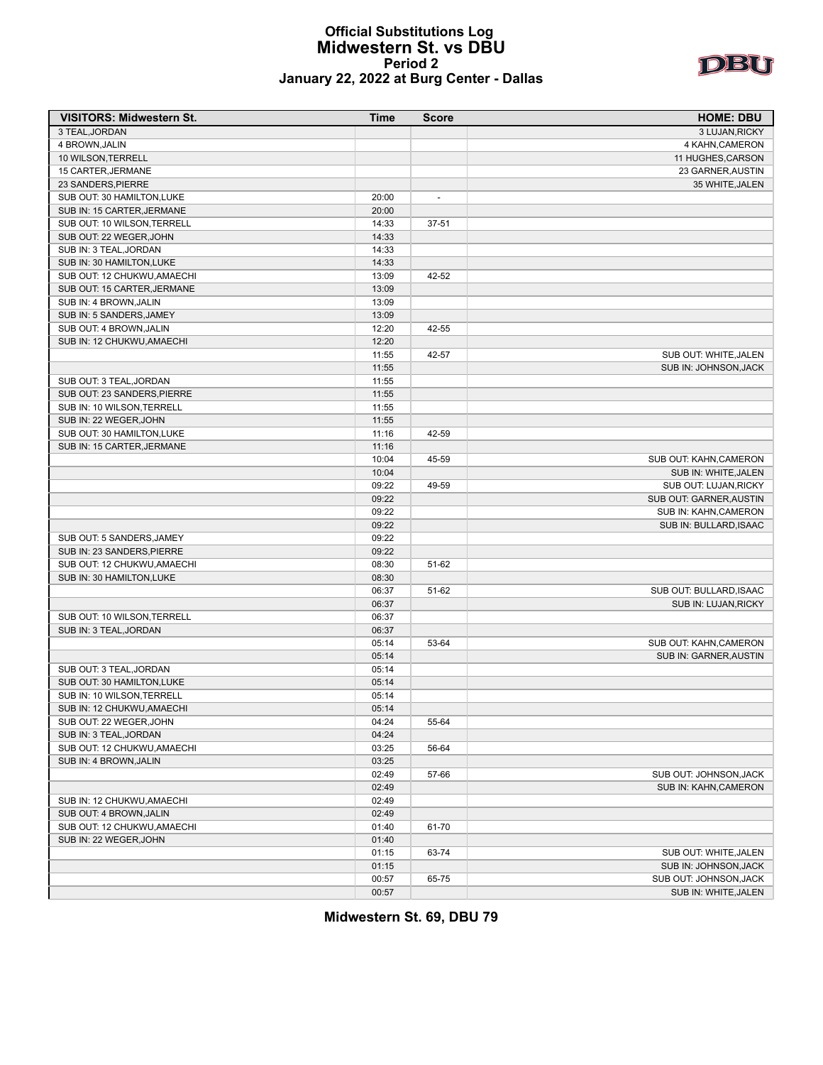# Official Substitutions Log
## Midwestern St. vs DBU
### Period 2
### January 22, 2022 at Burg Center - Dallas

| VISITORS: Midwestern St. | Time | Score | HOME: DBU |
|---|---|---|---|
| 3 TEAL,JORDAN | | | 3 LUJAN,RICKY |
| 4 BROWN,JALIN | | | 4 KAHN,CAMERON |
| 10 WILSON,TERRELL | | | 11 HUGHES,CARSON |
| 15 CARTER,JERMANE | | | 23 GARNER,AUSTIN |
| 23 SANDERS,PIERRE | | | 35 WHITE,JALEN |
| SUB OUT: 30 HAMILTON,LUKE | 20:00 | - | |
| SUB IN: 15 CARTER,JERMANE | 20:00 | | |
| SUB OUT: 10 WILSON,TERRELL | 14:33 | 37-51 | |
| SUB OUT: 22 WEGER,JOHN | 14:33 | | |
| SUB IN: 3 TEAL,JORDAN | 14:33 | | |
| SUB IN: 30 HAMILTON,LUKE | 14:33 | | |
| SUB OUT: 12 CHUKWU,AMAECHI | 13:09 | 42-52 | |
| SUB OUT: 15 CARTER,JERMANE | 13:09 | | |
| SUB IN: 4 BROWN,JALIN | 13:09 | | |
| SUB IN: 5 SANDERS,JAMEY | 13:09 | | |
| SUB OUT: 4 BROWN,JALIN | 12:20 | 42-55 | |
| SUB IN: 12 CHUKWU,AMAECHI | 12:20 | | |
| | 11:55 | 42-57 | SUB OUT: WHITE,JALEN |
| | 11:55 | | SUB IN: JOHNSON,JACK |
| SUB OUT: 3 TEAL,JORDAN | 11:55 | | |
| SUB OUT: 23 SANDERS,PIERRE | 11:55 | | |
| SUB IN: 10 WILSON,TERRELL | 11:55 | | |
| SUB IN: 22 WEGER,JOHN | 11:55 | | |
| SUB OUT: 30 HAMILTON,LUKE | 11:16 | 42-59 | |
| SUB IN: 15 CARTER,JERMANE | 11:16 | | |
| | 10:04 | 45-59 | SUB OUT: KAHN,CAMERON |
| | 10:04 | | SUB IN: WHITE,JALEN |
| | 09:22 | 49-59 | SUB OUT: LUJAN,RICKY |
| | 09:22 | | SUB OUT: GARNER,AUSTIN |
| | 09:22 | | SUB IN: KAHN,CAMERON |
| | 09:22 | | SUB IN: BULLARD,ISAAC |
| SUB OUT: 5 SANDERS,JAMEY | 09:22 | | |
| SUB IN: 23 SANDERS,PIERRE | 09:22 | | |
| SUB OUT: 12 CHUKWU,AMAECHI | 08:30 | 51-62 | |
| SUB IN: 30 HAMILTON,LUKE | 08:30 | | |
| | 06:37 | 51-62 | SUB OUT: BULLARD,ISAAC |
| | 06:37 | | SUB IN: LUJAN,RICKY |
| SUB OUT: 10 WILSON,TERRELL | 06:37 | | |
| SUB IN: 3 TEAL,JORDAN | 06:37 | | |
| | 05:14 | 53-64 | SUB OUT: KAHN,CAMERON |
| | 05:14 | | SUB IN: GARNER,AUSTIN |
| SUB OUT: 3 TEAL,JORDAN | 05:14 | | |
| SUB OUT: 30 HAMILTON,LUKE | 05:14 | | |
| SUB IN: 10 WILSON,TERRELL | 05:14 | | |
| SUB IN: 12 CHUKWU,AMAECHI | 05:14 | | |
| SUB OUT: 22 WEGER,JOHN | 04:24 | 55-64 | |
| SUB IN: 3 TEAL,JORDAN | 04:24 | | |
| SUB OUT: 12 CHUKWU,AMAECHI | 03:25 | 56-64 | |
| SUB IN: 4 BROWN,JALIN | 03:25 | | |
| | 02:49 | 57-66 | SUB OUT: JOHNSON,JACK |
| | 02:49 | | SUB IN: KAHN,CAMERON |
| SUB IN: 12 CHUKWU,AMAECHI | 02:49 | | |
| SUB OUT: 4 BROWN,JALIN | 02:49 | | |
| SUB OUT: 12 CHUKWU,AMAECHI | 01:40 | 61-70 | |
| SUB IN: 22 WEGER,JOHN | 01:40 | | |
| | 01:15 | 63-74 | SUB OUT: WHITE,JALEN |
| | 01:15 | | SUB IN: JOHNSON,JACK |
| | 00:57 | 65-75 | SUB OUT: JOHNSON,JACK |
| | 00:57 | | SUB IN: WHITE,JALEN |

**Midwestern St. 69, DBU 79**